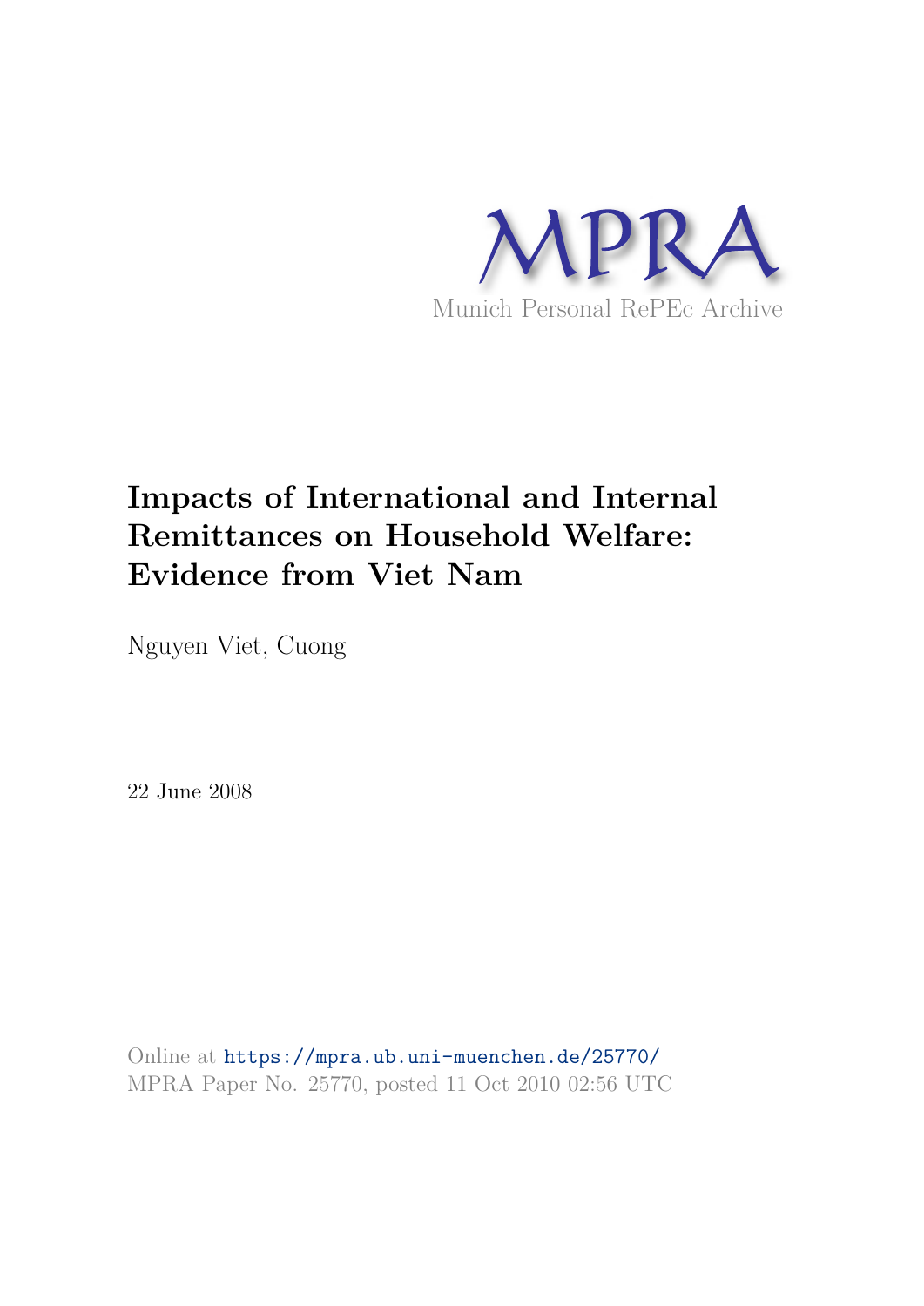MPRA

Munich Personal RePEc Archive

# Impacts of International and Internal Remittances on Household Welfare: Evidence from Viet Nam

Nguyen Viet, Cuong

22 June 2008

Online at https://mpra.ub.uni-muenchen.de/25770/
MPRA Paper No. 25770, posted 11 Oct 2010 02:56 UTC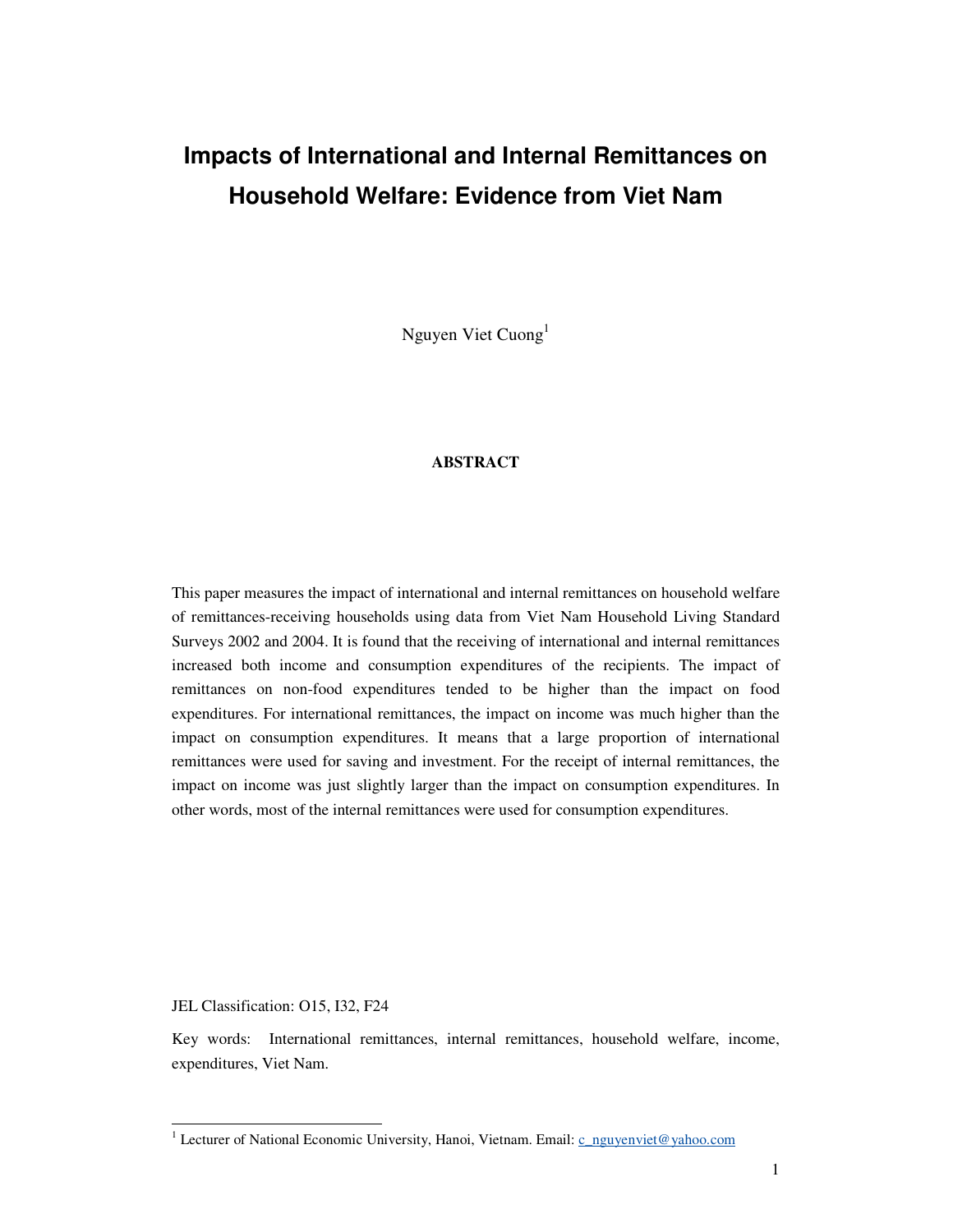# Impacts of International and Internal Remittances on Household Welfare: Evidence from Viet Nam

Nguyen Viet Cuong[1]

**ABSTRACT**

This paper measures the impact of international and internal remittances on household welfare of remittances-receiving households using data from Viet Nam Household Living Standard Surveys 2002 and 2004. It is found that the receiving of international and internal remittances increased both income and consumption expenditures of the recipients. The impact of remittances on non-food expenditures tended to be higher than the impact on food expenditures. For international remittances, the impact on income was much higher than the impact on consumption expenditures. It means that a large proportion of international remittances were used for saving and investment. For the receipt of internal remittances, the impact on income was just slightly larger than the impact on consumption expenditures. In other words, most of the internal remittances were used for consumption expenditures.

JEL Classification: O15, I32, F24

Key words: International remittances, internal remittances, household welfare, income, expenditures, Viet Nam.

[1] Lecturer of National Economic University, Hanoi, Vietnam. Email: c_nguyenviet@yahoo.com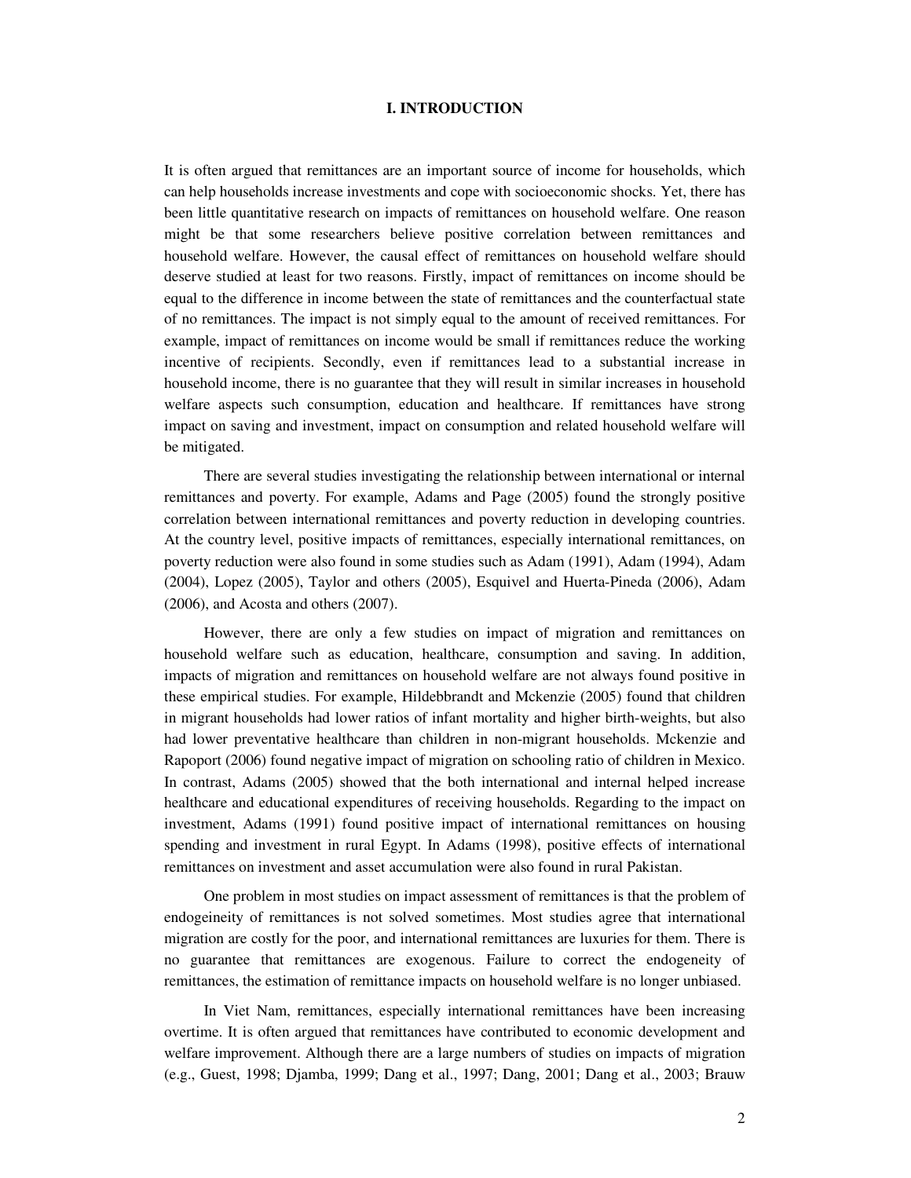## I. INTRODUCTION

It is often argued that remittances are an important source of income for households, which can help households increase investments and cope with socioeconomic shocks. Yet, there has been little quantitative research on impacts of remittances on household welfare. One reason might be that some researchers believe positive correlation between remittances and household welfare. However, the causal effect of remittances on household welfare should deserve studied at least for two reasons. Firstly, impact of remittances on income should be equal to the difference in income between the state of remittances and the counterfactual state of no remittances. The impact is not simply equal to the amount of received remittances. For example, impact of remittances on income would be small if remittances reduce the working incentive of recipients. Secondly, even if remittances lead to a substantial increase in household income, there is no guarantee that they will result in similar increases in household welfare aspects such consumption, education and healthcare. If remittances have strong impact on saving and investment, impact on consumption and related household welfare will be mitigated.

There are several studies investigating the relationship between international or internal remittances and poverty. For example, Adams and Page (2005) found the strongly positive correlation between international remittances and poverty reduction in developing countries. At the country level, positive impacts of remittances, especially international remittances, on poverty reduction were also found in some studies such as Adam (1991), Adam (1994), Adam (2004), Lopez (2005), Taylor and others (2005), Esquivel and Huerta-Pineda (2006), Adam (2006), and Acosta and others (2007).

However, there are only a few studies on impact of migration and remittances on household welfare such as education, healthcare, consumption and saving. In addition, impacts of migration and remittances on household welfare are not always found positive in these empirical studies. For example, Hildebbrandt and Mckenzie (2005) found that children in migrant households had lower ratios of infant mortality and higher birth-weights, but also had lower preventative healthcare than children in non-migrant households. Mckenzie and Rapoport (2006) found negative impact of migration on schooling ratio of children in Mexico. In contrast, Adams (2005) showed that the both international and internal helped increase healthcare and educational expenditures of receiving households. Regarding to the impact on investment, Adams (1991) found positive impact of international remittances on housing spending and investment in rural Egypt. In Adams (1998), positive effects of international remittances on investment and asset accumulation were also found in rural Pakistan.

One problem in most studies on impact assessment of remittances is that the problem of endogeineity of remittances is not solved sometimes. Most studies agree that international migration are costly for the poor, and international remittances are luxuries for them. There is no guarantee that remittances are exogenous. Failure to correct the endogeneity of remittances, the estimation of remittance impacts on household welfare is no longer unbiased.

In Viet Nam, remittances, especially international remittances have been increasing overtime. It is often argued that remittances have contributed to economic development and welfare improvement. Although there are a large numbers of studies on impacts of migration (e.g., Guest, 1998; Djamba, 1999; Dang et al., 1997; Dang, 2001; Dang et al., 2003; Brauw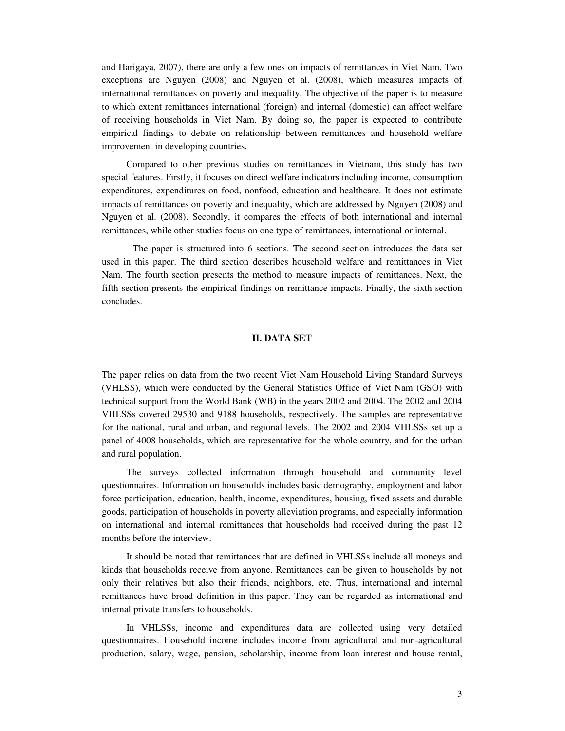and Harigaya, 2007), there are only a few ones on impacts of remittances in Viet Nam. Two exceptions are Nguyen (2008) and Nguyen et al. (2008), which measures impacts of international remittances on poverty and inequality. The objective of the paper is to measure to which extent remittances international (foreign) and internal (domestic) can affect welfare of receiving households in Viet Nam. By doing so, the paper is expected to contribute empirical findings to debate on relationship between remittances and household welfare improvement in developing countries.

Compared to other previous studies on remittances in Vietnam, this study has two special features. Firstly, it focuses on direct welfare indicators including income, consumption expenditures, expenditures on food, nonfood, education and healthcare. It does not estimate impacts of remittances on poverty and inequality, which are addressed by Nguyen (2008) and Nguyen et al. (2008). Secondly, it compares the effects of both international and internal remittances, while other studies focus on one type of remittances, international or internal.

The paper is structured into 6 sections. The second section introduces the data set used in this paper. The third section describes household welfare and remittances in Viet Nam. The fourth section presents the method to measure impacts of remittances. Next, the fifth section presents the empirical findings on remittance impacts. Finally, the sixth section concludes.

## II. DATA SET

The paper relies on data from the two recent Viet Nam Household Living Standard Surveys (VHLSS), which were conducted by the General Statistics Office of Viet Nam (GSO) with technical support from the World Bank (WB) in the years 2002 and 2004. The 2002 and 2004 VHLSSs covered 29530 and 9188 households, respectively. The samples are representative for the national, rural and urban, and regional levels. The 2002 and 2004 VHLSSs set up a panel of 4008 households, which are representative for the whole country, and for the urban and rural population.

The surveys collected information through household and community level questionnaires. Information on households includes basic demography, employment and labor force participation, education, health, income, expenditures, housing, fixed assets and durable goods, participation of households in poverty alleviation programs, and especially information on international and internal remittances that households had received during the past 12 months before the interview.

It should be noted that remittances that are defined in VHLSSs include all moneys and kinds that households receive from anyone. Remittances can be given to households by not only their relatives but also their friends, neighbors, etc. Thus, international and internal remittances have broad definition in this paper. They can be regarded as international and internal private transfers to households.

In VHLSSs, income and expenditures data are collected using very detailed questionnaires. Household income includes income from agricultural and non-agricultural production, salary, wage, pension, scholarship, income from loan interest and house rental,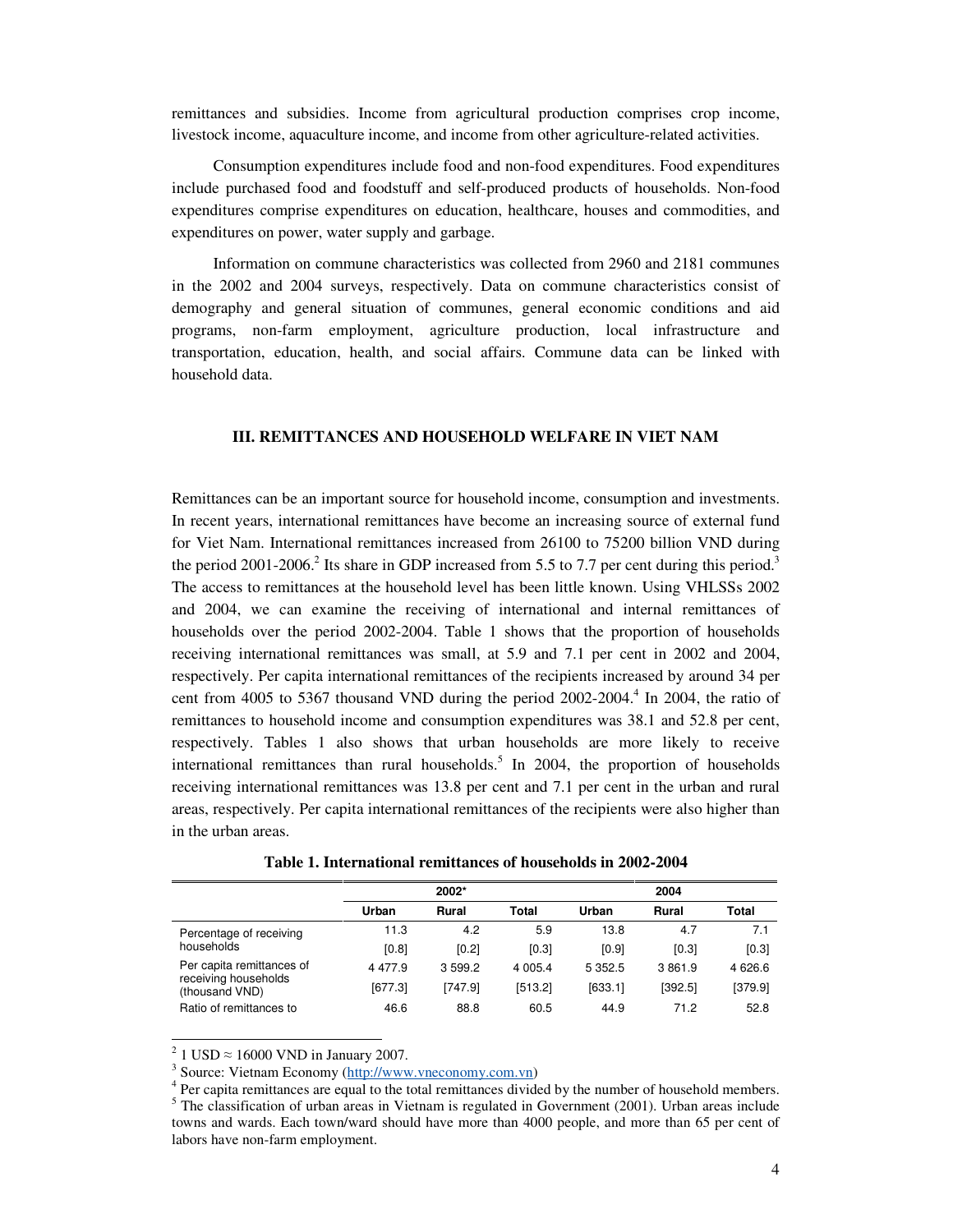remittances and subsidies. Income from agricultural production comprises crop income, livestock income, aquaculture income, and income from other agriculture-related activities.

Consumption expenditures include food and non-food expenditures. Food expenditures include purchased food and foodstuff and self-produced products of households. Non-food expenditures comprise expenditures on education, healthcare, houses and commodities, and expenditures on power, water supply and garbage.

Information on commune characteristics was collected from 2960 and 2181 communes in the 2002 and 2004 surveys, respectively. Data on commune characteristics consist of demography and general situation of communes, general economic conditions and aid programs, non-farm employment, agriculture production, local infrastructure and transportation, education, health, and social affairs. Commune data can be linked with household data.

## III. REMITTANCES AND HOUSEHOLD WELFARE IN VIET NAM

Remittances can be an important source for household income, consumption and investments. In recent years, international remittances have become an increasing source of external fund for Viet Nam. International remittances increased from 26100 to 75200 billion VND during the period 2001-2006.[2] Its share in GDP increased from 5.5 to 7.7 per cent during this period.[3] The access to remittances at the household level has been little known. Using VHLSSs 2002 and 2004, we can examine the receiving of international and internal remittances of households over the period 2002-2004. Table 1 shows that the proportion of households receiving international remittances was small, at 5.9 and 7.1 per cent in 2002 and 2004, respectively. Per capita international remittances of the recipients increased by around 34 per cent from 4005 to 5367 thousand VND during the period 2002-2004.[4] In 2004, the ratio of remittances to household income and consumption expenditures was 38.1 and 52.8 per cent, respectively. Tables 1 also shows that urban households are more likely to receive international remittances than rural households.[5] In 2004, the proportion of households receiving international remittances was 13.8 per cent and 7.1 per cent in the urban and rural areas, respectively. Per capita international remittances of the recipients were also higher than in the urban areas.

**Table 1. International remittances of households in 2002-2004**

| | 2002* | | | 2004 | | |
|---|---|---|---|---|---|---|
| | Urban | Rural | Total | Urban | Rural | Total |
| Percentage of receiving households | 11.3 | 4.2 | 5.9 | 13.8 | 4.7 | 7.1 |
| | [0.8] | [0.2] | [0.3] | [0.9] | [0.3] | [0.3] |
| Per capita remittances of receiving households (thousand VND) | 4 477.9 | 3 599.2 | 4 005.4 | 5 352.5 | 3 861.9 | 4 626.6 |
| | [677.3] | [747.9] | [513.2] | [633.1] | [392.5] | [379.9] |
| Ratio of remittances to | 46.6 | 88.8 | 60.5 | 44.9 | 71.2 | 52.8 |

[2] 1 USD ≈ 16000 VND in January 2007.

[3] Source: Vietnam Economy (http://www.vneconomy.com.vn)

[4] Per capita remittances are equal to the total remittances divided by the number of household members.

[5] The classification of urban areas in Vietnam is regulated in Government (2001). Urban areas include towns and wards. Each town/ward should have more than 4000 people, and more than 65 per cent of labors have non-farm employment.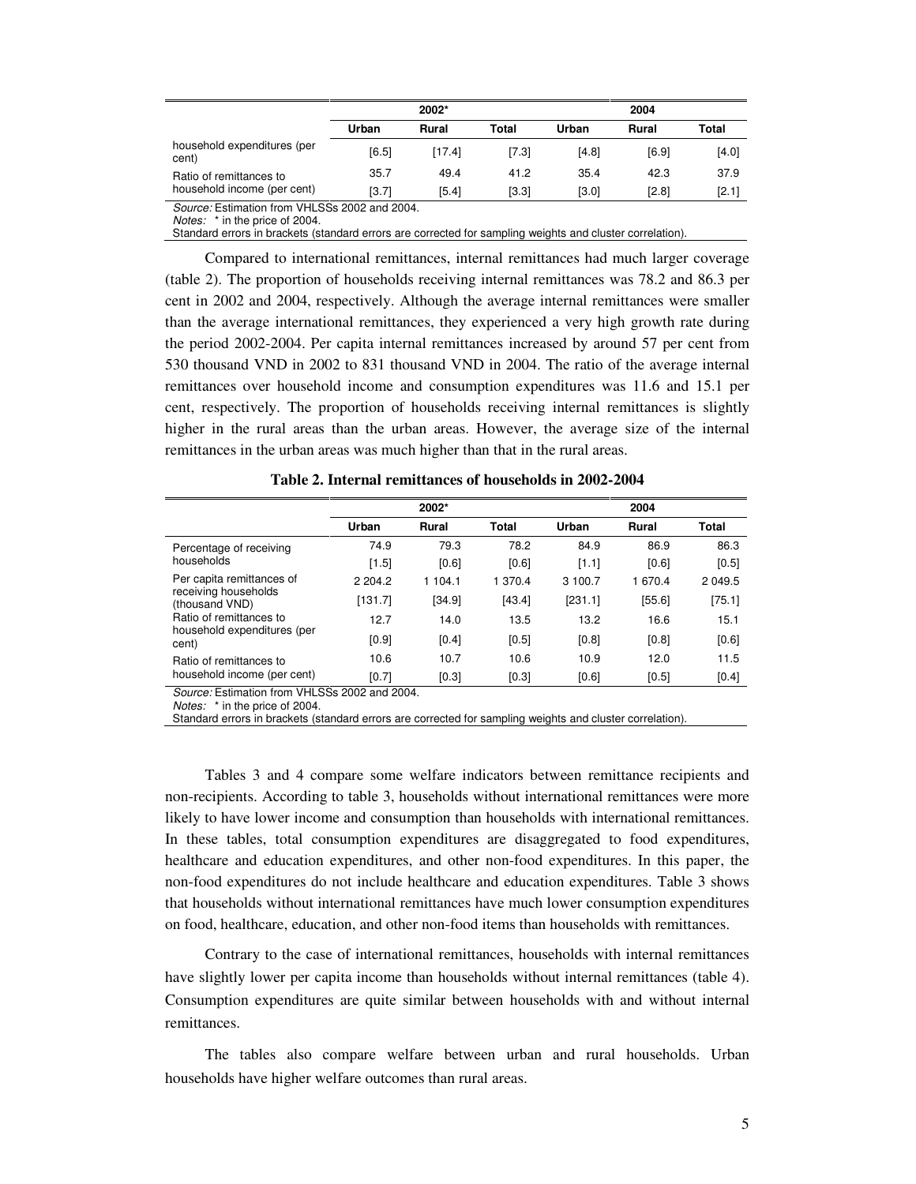| | 2002* | | | 2004 | | |
|---|---|---|---|---|---|---|
| | Urban | Rural | Total | Urban | Rural | Total |
| household expenditures (per cent) | [6.5] | [17.4] | [7.3] | [4.8] | [6.9] | [4.0] |
| Ratio of remittances to household income (per cent) | 35.7 | 49.4 | 41.2 | 35.4 | 42.3 | 37.9 |
| | [3.7] | [5.4] | [3.3] | [3.0] | [2.8] | [2.1] |

*Source:* Estimation from VHLSSs 2002 and 2004.
*Notes:* * in the price of 2004.
Standard errors in brackets (standard errors are corrected for sampling weights and cluster correlation).

Compared to international remittances, internal remittances had much larger coverage (table 2). The proportion of households receiving internal remittances was 78.2 and 86.3 per cent in 2002 and 2004, respectively. Although the average internal remittances were smaller than the average international remittances, they experienced a very high growth rate during the period 2002-2004. Per capita internal remittances increased by around 57 per cent from 530 thousand VND in 2002 to 831 thousand VND in 2004. The ratio of the average internal remittances over household income and consumption expenditures was 11.6 and 15.1 per cent, respectively. The proportion of households receiving internal remittances is slightly higher in the rural areas than the urban areas. However, the average size of the internal remittances in the urban areas was much higher than that in the rural areas.

**Table 2. Internal remittances of households in 2002-2004**

| | 2002* | | | 2004 | | |
|---|---|---|---|---|---|---|
| | Urban | Rural | Total | Urban | Rural | Total |
| Percentage of receiving households | 74.9 | 79.3 | 78.2 | 84.9 | 86.9 | 86.3 |
| | [1.5] | [0.6] | [0.6] | [1.1] | [0.6] | [0.5] |
| Per capita remittances of receiving households (thousand VND) | 2 204.2 | 1 104.1 | 1 370.4 | 3 100.7 | 1 670.4 | 2 049.5 |
| | [131.7] | [34.9] | [43.4] | [231.1] | [55.6] | [75.1] |
| Ratio of remittances to household expenditures (per cent) | 12.7 | 14.0 | 13.5 | 13.2 | 16.6 | 15.1 |
| | [0.9] | [0.4] | [0.5] | [0.8] | [0.8] | [0.6] |
| Ratio of remittances to household income (per cent) | 10.6 | 10.7 | 10.6 | 10.9 | 12.0 | 11.5 |
| | [0.7] | [0.3] | [0.3] | [0.6] | [0.5] | [0.4] |

*Source:* Estimation from VHLSSs 2002 and 2004.
*Notes:* * in the price of 2004.
Standard errors in brackets (standard errors are corrected for sampling weights and cluster correlation).

Tables 3 and 4 compare some welfare indicators between remittance recipients and non-recipients. According to table 3, households without international remittances were more likely to have lower income and consumption than households with international remittances. In these tables, total consumption expenditures are disaggregated to food expenditures, healthcare and education expenditures, and other non-food expenditures. In this paper, the non-food expenditures do not include healthcare and education expenditures. Table 3 shows that households without international remittances have much lower consumption expenditures on food, healthcare, education, and other non-food items than households with remittances.

Contrary to the case of international remittances, households with internal remittances have slightly lower per capita income than households without internal remittances (table 4). Consumption expenditures are quite similar between households with and without internal remittances.

The tables also compare welfare between urban and rural households. Urban households have higher welfare outcomes than rural areas.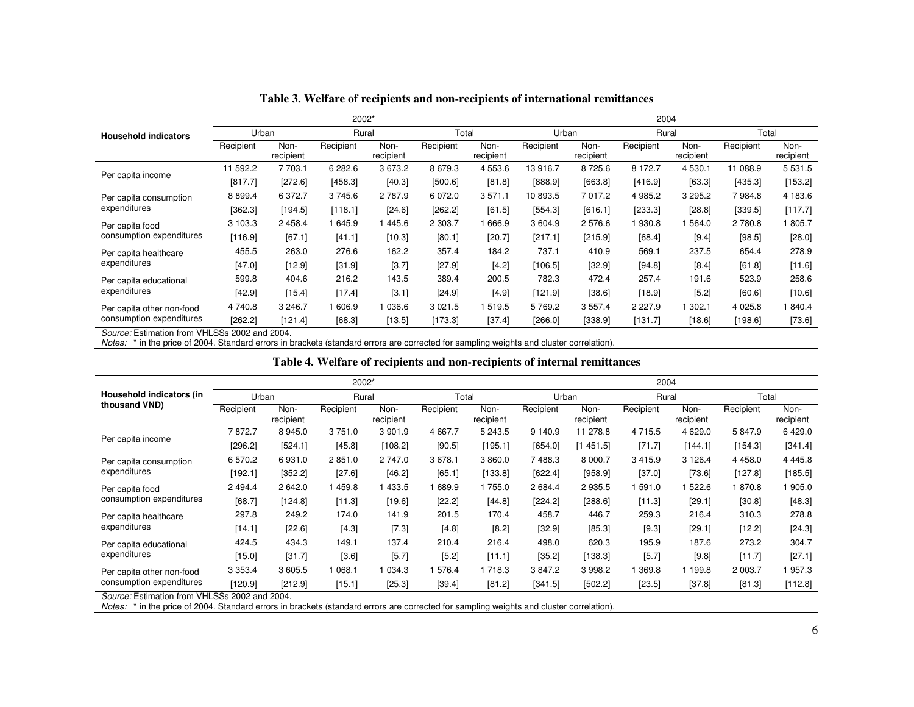**Table 3. Welfare of recipients and non-recipients of international remittances**

| Household indicators | 2002* | | | | | | 2004 | | | | | |
|---|---|---|---|---|---|---|---|---|---|---|---|---|
| | Urban | | Rural | | Total | | Urban | | Rural | | Total | |
| | Recipient | Non-recipient | Recipient | Non-recipient | Recipient | Non-recipient | Recipient | Non-recipient | Recipient | Non-recipient | Recipient | Non-recipient |
| Per capita income | 11 592.2 | 7 703.1 | 6 282.6 | 3 673.2 | 8 679.3 | 4 553.6 | 13 916.7 | 8 725.6 | 8 172.7 | 4 530.1 | 11 088.9 | 5 531.5 |
| | [817.7] | [272.6] | [458.3] | [40.3] | [500.6] | [81.8] | [888.9] | [663.8] | [416.9] | [63.3] | [435.3] | [153.2] |
| Per capita consumption expenditures | 8 899.4 | 6 372.7 | 3 745.6 | 2 787.9 | 6 072.0 | 3 571.1 | 10 893.5 | 7 017.2 | 4 985.2 | 3 295.2 | 7 984.8 | 4 183.6 |
| | [362.3] | [194.5] | [118.1] | [24.6] | [262.2] | [61.5] | [554.3] | [616.1] | [233.3] | [28.8] | [339.5] | [117.7] |
| Per capita food consumption expenditures | 3 103.3 | 2 458.4 | 1 645.9 | 1 445.6 | 2 303.7 | 1 666.9 | 3 604.9 | 2 576.6 | 1 930.8 | 1 564.0 | 2 780.8 | 1 805.7 |
| | [116.9] | [67.1] | [41.1] | [10.3] | [80.1] | [20.7] | [217.1] | [215.9] | [68.4] | [9.4] | [98.5] | [28.0] |
| Per capita healthcare expenditures | 455.5 | 263.0 | 276.6 | 162.2 | 357.4 | 184.2 | 737.1 | 410.9 | 569.1 | 237.5 | 654.4 | 278.9 |
| | [47.0] | [12.9] | [31.9] | [3.7] | [27.9] | [4.2] | [106.5] | [32.9] | [94.8] | [8.4] | [61.8] | [11.6] |
| Per capita educational expenditures | 599.8 | 404.6 | 216.2 | 143.5 | 389.4 | 200.5 | 782.3 | 472.4 | 257.4 | 191.6 | 523.9 | 258.6 |
| | [42.9] | [15.4] | [17.4] | [3.1] | [24.9] | [4.9] | [121.9] | [38.6] | [18.9] | [5.2] | [60.6] | [10.6] |
| Per capita other non-food consumption expenditures | 4 740.8 | 3 246.7 | 1 606.9 | 1 036.6 | 3 021.5 | 1 519.5 | 5 769.2 | 3 557.4 | 2 227.9 | 1 302.1 | 4 025.8 | 1 840.4 |
| | [262.2] | [121.4] | [68.3] | [13.5] | [173.3] | [37.4] | [266.0] | [338.9] | [131.7] | [18.6] | [198.6] | [73.6] |

*Source:* Estimation from VHLSSs 2002 and 2004.
*Notes:* * in the price of 2004. Standard errors in brackets (standard errors are corrected for sampling weights and cluster correlation).

**Table 4. Welfare of recipients and non-recipients of internal remittances**

| Household indicators (in thousand VND) | 2002* | | | | | | 2004 | | | | | |
|---|---|---|---|---|---|---|---|---|---|---|---|---|
| | Urban | | Rural | | Total | | Urban | | Rural | | Total | |
| | Recipient | Non-recipient | Recipient | Non-recipient | Recipient | Non-recipient | Recipient | Non-recipient | Recipient | Non-recipient | Recipient | Non-recipient |
| Per capita income | 7 872.7 | 8 945.0 | 3 751.0 | 3 901.9 | 4 667.7 | 5 243.5 | 9 140.9 | 11 278.8 | 4 715.5 | 4 629.0 | 5 847.9 | 6 429.0 |
| | [296.2] | [524.1] | [45.8] | [108.2] | [90.5] | [195.1] | [654.0] | [1 451.5] | [71.7] | [144.1] | [154.3] | [341.4] |
| Per capita consumption expenditures | 6 570.2 | 6 931.0 | 2 851.0 | 2 747.0 | 3 678.1 | 3 860.0 | 7 488.3 | 8 000.7 | 3 415.9 | 3 126.4 | 4 458.0 | 4 445.8 |
| | [192.1] | [352.2] | [27.6] | [46.2] | [65.1] | [133.8] | [622.4] | [958.9] | [37.0] | [73.6] | [127.8] | [185.5] |
| Per capita food consumption expenditures | 2 494.4 | 2 642.0 | 1 459.8 | 1 433.5 | 1 689.9 | 1 755.0 | 2 684.4 | 2 935.5 | 1 591.0 | 1 522.6 | 1 870.8 | 1 905.0 |
| | [68.7] | [124.8] | [11.3] | [19.6] | [22.2] | [44.8] | [224.2] | [288.6] | [11.3] | [29.1] | [30.8] | [48.3] |
| Per capita healthcare expenditures | 297.8 | 249.2 | 174.0 | 141.9 | 201.5 | 170.4 | 458.7 | 446.7 | 259.3 | 216.4 | 310.3 | 278.8 |
| | [14.1] | [22.6] | [4.3] | [7.3] | [4.8] | [8.2] | [32.9] | [85.3] | [9.3] | [29.1] | [12.2] | [24.3] |
| Per capita educational expenditures | 424.5 | 434.3 | 149.1 | 137.4 | 210.4 | 216.4 | 498.0 | 620.3 | 195.9 | 187.6 | 273.2 | 304.7 |
| | [15.0] | [31.7] | [3.6] | [5.7] | [5.2] | [11.1] | [35.2] | [138.3] | [5.7] | [9.8] | [11.7] | [27.1] |
| Per capita other non-food consumption expenditures | 3 353.4 | 3 605.5 | 1 068.1 | 1 034.3 | 1 576.4 | 1 718.3 | 3 847.2 | 3 998.2 | 1 369.8 | 1 199.8 | 2 003.7 | 1 957.3 |
| | [120.9] | [212.9] | [15.1] | [25.3] | [39.4] | [81.2] | [341.5] | [502.2] | [23.5] | [37.8] | [81.3] | [112.8] |

*Source:* Estimation from VHLSSs 2002 and 2004.
*Notes:* * in the price of 2004. Standard errors in brackets (standard errors are corrected for sampling weights and cluster correlation).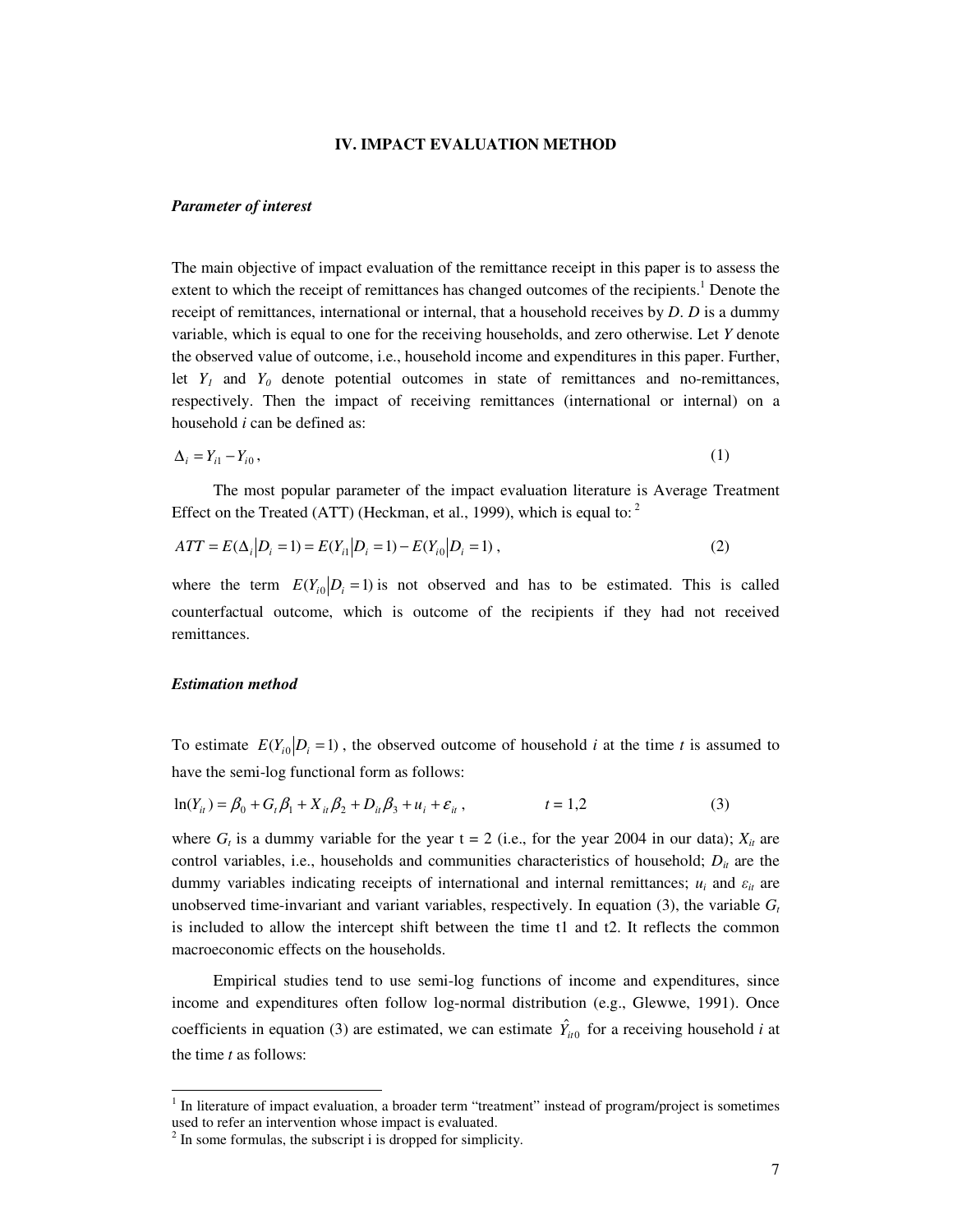## IV. IMPACT EVALUATION METHOD

### *Parameter of interest*

The main objective of impact evaluation of the remittance receipt in this paper is to assess the extent to which the receipt of remittances has changed outcomes of the recipients.[1] Denote the receipt of remittances, international or internal, that a household receives by *D*. *D* is a dummy variable, which is equal to one for the receiving households, and zero otherwise. Let *Y* denote the observed value of outcome, i.e., household income and expenditures in this paper. Further, let $Y_1$ and $Y_0$ denote potential outcomes in state of remittances and no-remittances, respectively. Then the impact of receiving remittances (international or internal) on a household *i* can be defined as:

$$\Delta_i = Y_{i1} - Y_{i0}, \tag{1}$$

The most popular parameter of the impact evaluation literature is Average Treatment Effect on the Treated (ATT) (Heckman, et al., 1999), which is equal to: [2]

$$ATT = E(\Delta_i | D_i = 1) = E(Y_{i1} | D_i = 1) - E(Y_{i0} | D_i = 1), \tag{2}$$

where the term $E(Y_{i0} | D_i = 1)$ is not observed and has to be estimated. This is called counterfactual outcome, which is outcome of the recipients if they had not received remittances.

### *Estimation method*

To estimate $E(Y_{i0} | D_i = 1)$, the observed outcome of household *i* at the time *t* is assumed to have the semi-log functional form as follows:

$$\ln(Y_{it}) = \beta_0 + G_t \beta_1 + X_{it} \beta_2 + D_{it} \beta_3 + u_i + \varepsilon_{it}, \qquad t = 1,2 \tag{3}$$

where $G_t$ is a dummy variable for the year t = 2 (i.e., for the year 2004 in our data); $X_{it}$ are control variables, i.e., households and communities characteristics of household; $D_{it}$ are the dummy variables indicating receipts of international and internal remittances; $u_i$ and $\varepsilon_{it}$ are unobserved time-invariant and variant variables, respectively. In equation (3), the variable $G_t$ is included to allow the intercept shift between the time t1 and t2. It reflects the common macroeconomic effects on the households.

Empirical studies tend to use semi-log functions of income and expenditures, since income and expenditures often follow log-normal distribution (e.g., Glewwe, 1991). Once coefficients in equation (3) are estimated, we can estimate $\hat{Y}_{it0}$ for a receiving household *i* at the time *t* as follows:

---

[1] In literature of impact evaluation, a broader term "treatment" instead of program/project is sometimes used to refer an intervention whose impact is evaluated.

[2] In some formulas, the subscript i is dropped for simplicity.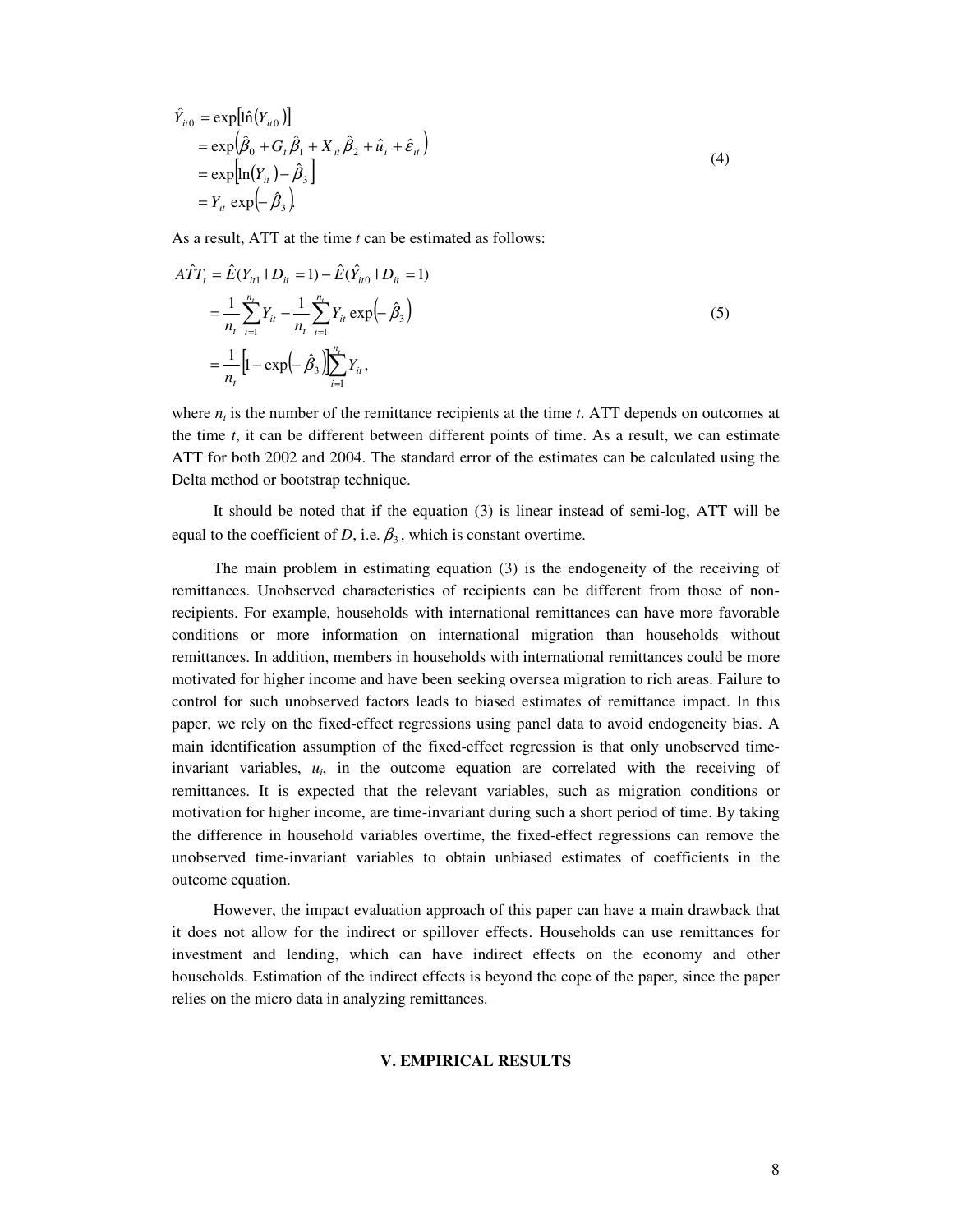$$
\begin{aligned}
\hat{Y}_{it0} &= \exp\left[\hat{\ln}\left(Y_{it0}\right)\right] \\
&= \exp\left(\hat{\beta}_0 + G_t \hat{\beta}_1 + X_{it}\hat{\beta}_2 + \hat{u}_i + \hat{\varepsilon}_{it}\right) \\
&= \exp\left[\ln\left(Y_{it}\right) - \hat{\beta}_3\right] \\
&= Y_{it}\exp\left(-\hat{\beta}_3\right).
\end{aligned} \tag{4}
$$

As a result, ATT at the time $t$ can be estimated as follows:

$$
\begin{aligned}
A\hat{T}T_t &= \hat{E}(Y_{it1} \mid D_{it} = 1) - \hat{E}(\hat{Y}_{it0} \mid D_{it} = 1) \\
&= \frac{1}{n_t}\sum_{i=1}^{n_t} Y_{it} - \frac{1}{n_t}\sum_{i=1}^{n_t} Y_{it}\exp\left(-\hat{\beta}_3\right) \\
&= \frac{1}{n_t}\left[1 - \exp\left(-\hat{\beta}_3\right)\right]\sum_{i=1}^{n_t} Y_{it},
\end{aligned} \tag{5}
$$

where $n_t$ is the number of the remittance recipients at the time $t$. ATT depends on outcomes at the time $t$, it can be different between different points of time. As a result, we can estimate ATT for both 2002 and 2004. The standard error of the estimates can be calculated using the Delta method or bootstrap technique.

It should be noted that if the equation (3) is linear instead of semi-log, ATT will be equal to the coefficient of $D$, i.e. $\beta_3$, which is constant overtime.

The main problem in estimating equation (3) is the endogeneity of the receiving of remittances. Unobserved characteristics of recipients can be different from those of non-recipients. For example, households with international remittances can have more favorable conditions or more information on international migration than households without remittances. In addition, members in households with international remittances could be more motivated for higher income and have been seeking oversea migration to rich areas. Failure to control for such unobserved factors leads to biased estimates of remittance impact. In this paper, we rely on the fixed-effect regressions using panel data to avoid endogeneity bias. A main identification assumption of the fixed-effect regression is that only unobserved time-invariant variables, $u_i$, in the outcome equation are correlated with the receiving of remittances. It is expected that the relevant variables, such as migration conditions or motivation for higher income, are time-invariant during such a short period of time. By taking the difference in household variables overtime, the fixed-effect regressions can remove the unobserved time-invariant variables to obtain unbiased estimates of coefficients in the outcome equation.

However, the impact evaluation approach of this paper can have a main drawback that it does not allow for the indirect or spillover effects. Households can use remittances for investment and lending, which can have indirect effects on the economy and other households. Estimation of the indirect effects is beyond the cope of the paper, since the paper relies on the micro data in analyzing remittances.

## V. EMPIRICAL RESULTS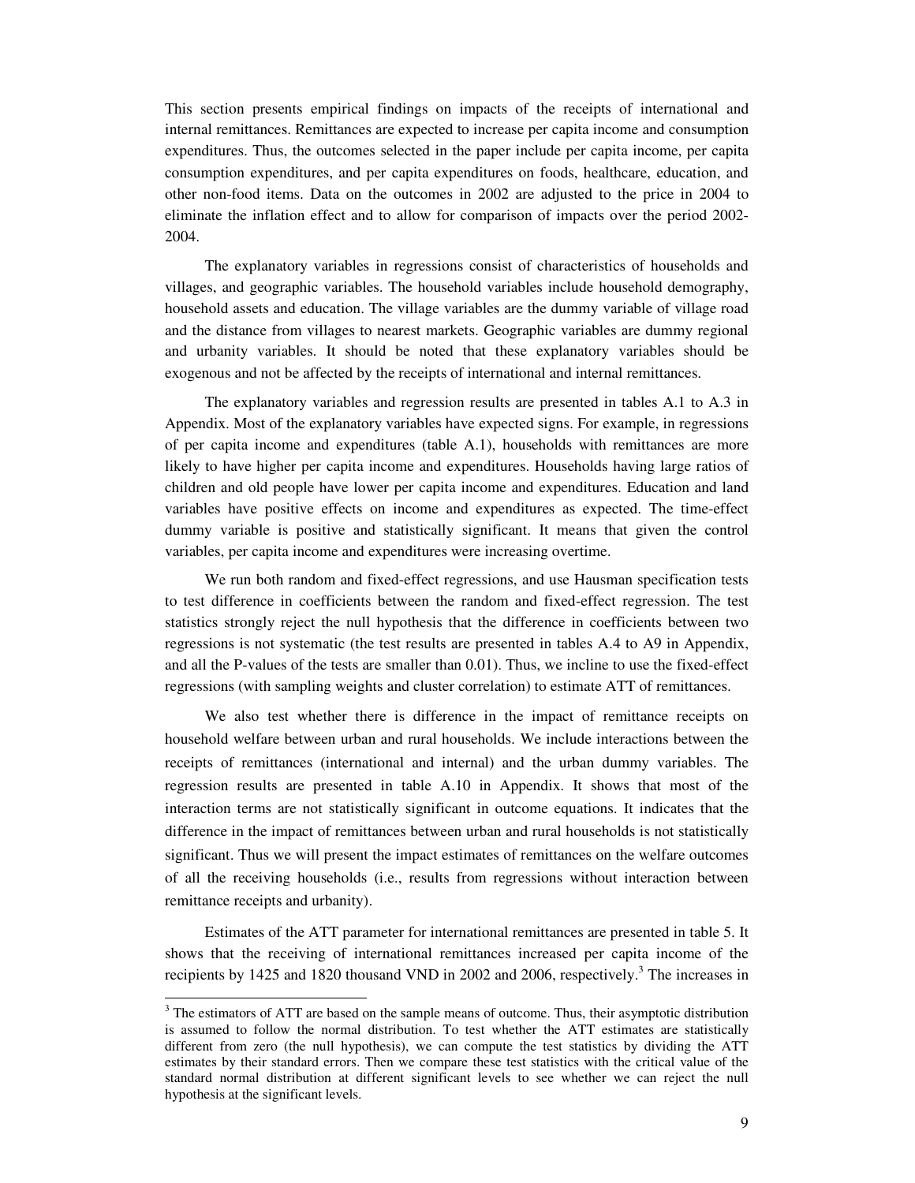This section presents empirical findings on impacts of the receipts of international and internal remittances. Remittances are expected to increase per capita income and consumption expenditures. Thus, the outcomes selected in the paper include per capita income, per capita consumption expenditures, and per capita expenditures on foods, healthcare, education, and other non-food items. Data on the outcomes in 2002 are adjusted to the price in 2004 to eliminate the inflation effect and to allow for comparison of impacts over the period 2002-2004.

The explanatory variables in regressions consist of characteristics of households and villages, and geographic variables. The household variables include household demography, household assets and education. The village variables are the dummy variable of village road and the distance from villages to nearest markets. Geographic variables are dummy regional and urbanity variables. It should be noted that these explanatory variables should be exogenous and not be affected by the receipts of international and internal remittances.

The explanatory variables and regression results are presented in tables A.1 to A.3 in Appendix. Most of the explanatory variables have expected signs. For example, in regressions of per capita income and expenditures (table A.1), households with remittances are more likely to have higher per capita income and expenditures. Households having large ratios of children and old people have lower per capita income and expenditures. Education and land variables have positive effects on income and expenditures as expected. The time-effect dummy variable is positive and statistically significant. It means that given the control variables, per capita income and expenditures were increasing overtime.

We run both random and fixed-effect regressions, and use Hausman specification tests to test difference in coefficients between the random and fixed-effect regression. The test statistics strongly reject the null hypothesis that the difference in coefficients between two regressions is not systematic (the test results are presented in tables A.4 to A9 in Appendix, and all the P-values of the tests are smaller than 0.01). Thus, we incline to use the fixed-effect regressions (with sampling weights and cluster correlation) to estimate ATT of remittances.

We also test whether there is difference in the impact of remittance receipts on household welfare between urban and rural households. We include interactions between the receipts of remittances (international and internal) and the urban dummy variables. The regression results are presented in table A.10 in Appendix. It shows that most of the interaction terms are not statistically significant in outcome equations. It indicates that the difference in the impact of remittances between urban and rural households is not statistically significant. Thus we will present the impact estimates of remittances on the welfare outcomes of all the receiving households (i.e., results from regressions without interaction between remittance receipts and urbanity).

Estimates of the ATT parameter for international remittances are presented in table 5. It shows that the receiving of international remittances increased per capita income of the recipients by 1425 and 1820 thousand VND in 2002 and 2006, respectively.[3] The increases in

[3] The estimators of ATT are based on the sample means of outcome. Thus, their asymptotic distribution is assumed to follow the normal distribution. To test whether the ATT estimates are statistically different from zero (the null hypothesis), we can compute the test statistics by dividing the ATT estimates by their standard errors. Then we compare these test statistics with the critical value of the standard normal distribution at different significant levels to see whether we can reject the null hypothesis at the significant levels.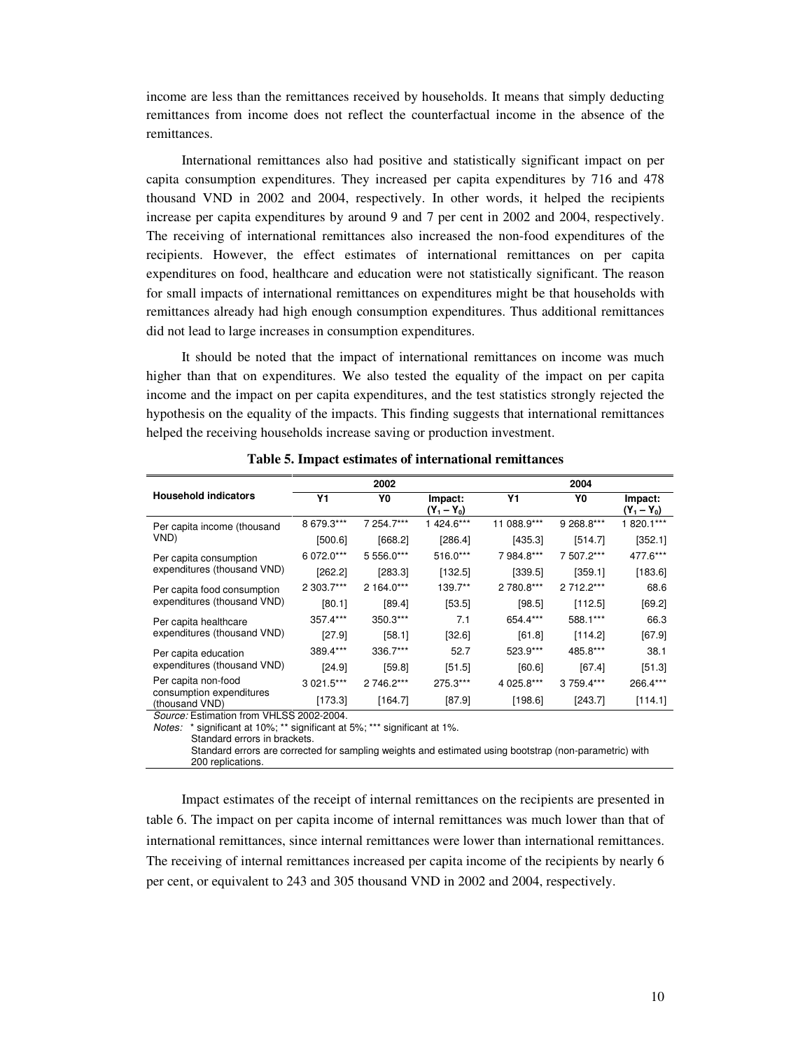income are less than the remittances received by households. It means that simply deducting remittances from income does not reflect the counterfactual income in the absence of the remittances.

International remittances also had positive and statistically significant impact on per capita consumption expenditures. They increased per capita expenditures by 716 and 478 thousand VND in 2002 and 2004, respectively. In other words, it helped the recipients increase per capita expenditures by around 9 and 7 per cent in 2002 and 2004, respectively. The receiving of international remittances also increased the non-food expenditures of the recipients. However, the effect estimates of international remittances on per capita expenditures on food, healthcare and education were not statistically significant. The reason for small impacts of international remittances on expenditures might be that households with remittances already had high enough consumption expenditures. Thus additional remittances did not lead to large increases in consumption expenditures.

It should be noted that the impact of international remittances on income was much higher than that on expenditures. We also tested the equality of the impact on per capita income and the impact on per capita expenditures, and the test statistics strongly rejected the hypothesis on the equality of the impacts. This finding suggests that international remittances helped the receiving households increase saving or production investment.

**Table 5. Impact estimates of international remittances**

| Household indicators | 2002 | | | 2004 | | |
|---|---|---|---|---|---|---|
| | Y1 | Y0 | Impact: $(Y_1 - Y_0)$ | Y1 | Y0 | Impact: $(Y_1 - Y_0)$ |
| Per capita income (thousand VND) | 8 679.3*** | 7 254.7*** | 1 424.6*** | 11 088.9*** | 9 268.8*** | 1 820.1*** |
| | [500.6] | [668.2] | [286.4] | [435.3] | [514.7] | [352.1] |
| Per capita consumption expenditures (thousand VND) | 6 072.0*** | 5 556.0*** | 516.0*** | 7 984.8*** | 7 507.2*** | 477.6*** |
| | [262.2] | [283.3] | [132.5] | [339.5] | [359.1] | [183.6] |
| Per capita food consumption expenditures (thousand VND) | 2 303.7*** | 2 164.0*** | 139.7** | 2 780.8*** | 2 712.2*** | 68.6 |
| | [80.1] | [89.4] | [53.5] | [98.5] | [112.5] | [69.2] |
| Per capita healthcare expenditures (thousand VND) | 357.4*** | 350.3*** | 7.1 | 654.4*** | 588.1*** | 66.3 |
| | [27.9] | [58.1] | [32.6] | [61.8] | [114.2] | [67.9] |
| Per capita education expenditures (thousand VND) | 389.4*** | 336.7*** | 52.7 | 523.9*** | 485.8*** | 38.1 |
| | [24.9] | [59.8] | [51.5] | [60.6] | [67.4] | [51.3] |
| Per capita non-food consumption expenditures (thousand VND) | 3 021.5*** | 2 746.2*** | 275.3*** | 4 025.8*** | 3 759.4*** | 266.4*** |
| | [173.3] | [164.7] | [87.9] | [198.6] | [243.7] | [114.1] |

*Source:* Estimation from VHLSS 2002-2004.
*Notes:* * significant at 10%; ** significant at 5%; *** significant at 1%.
Standard errors in brackets.
Standard errors are corrected for sampling weights and estimated using bootstrap (non-parametric) with 200 replications.

Impact estimates of the receipt of internal remittances on the recipients are presented in table 6. The impact on per capita income of internal remittances was much lower than that of international remittances, since internal remittances were lower than international remittances. The receiving of internal remittances increased per capita income of the recipients by nearly 6 per cent, or equivalent to 243 and 305 thousand VND in 2002 and 2004, respectively.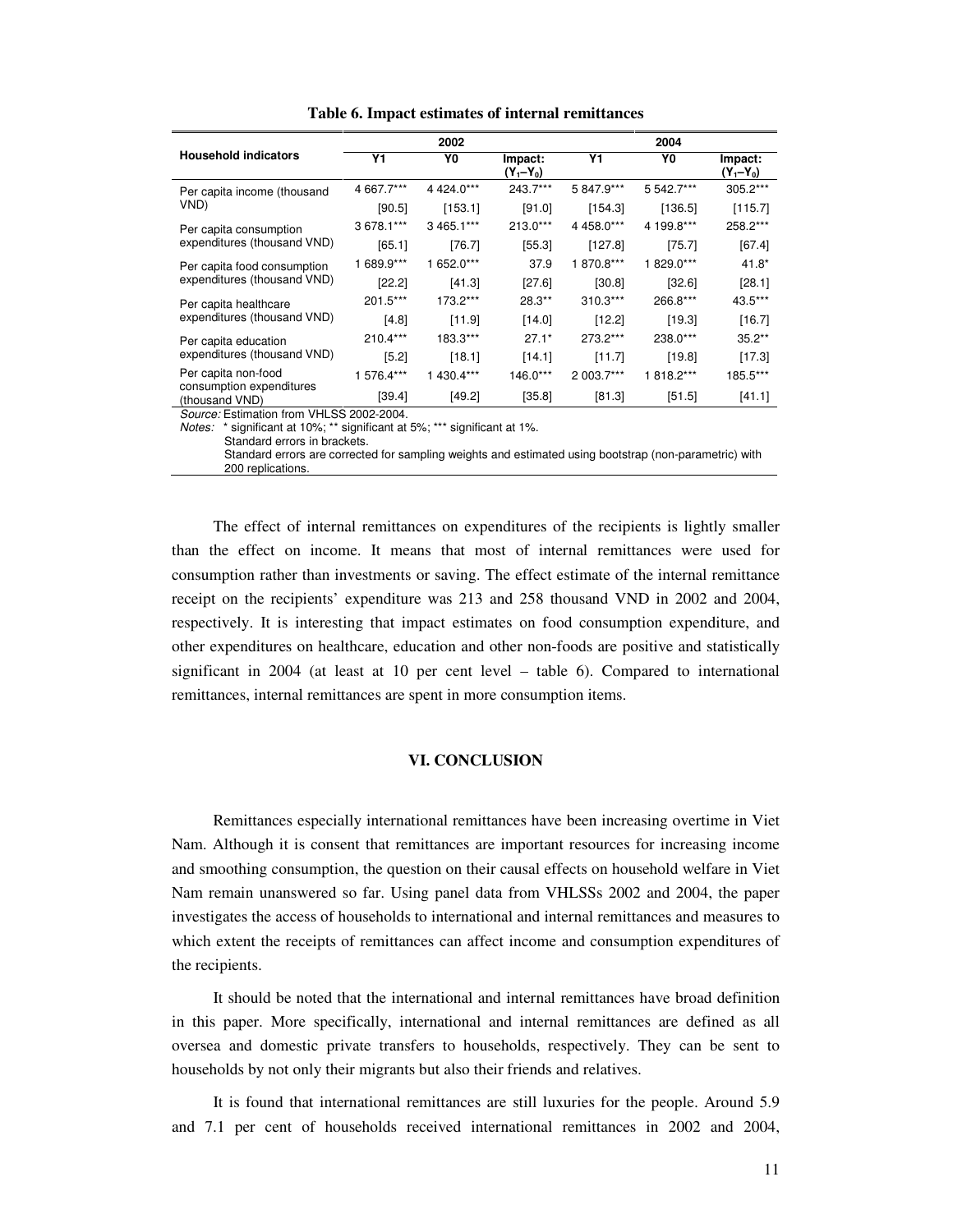**Table 6. Impact estimates of internal remittances**

| Household indicators | 2002 | | | 2004 | | |
|---|---|---|---|---|---|---|
| | Y1 | Y0 | Impact: $(Y_1 - Y_0)$ | Y1 | Y0 | Impact: $(Y_1 - Y_0)$ |
| Per capita income (thousand VND) | 4 667.7*** | 4 424.0*** | 243.7*** | 5 847.9*** | 5 542.7*** | 305.2*** |
| | [90.5] | [153.1] | [91.0] | [154.3] | [136.5] | [115.7] |
| Per capita consumption expenditures (thousand VND) | 3 678.1*** | 3 465.1*** | 213.0*** | 4 458.0*** | 4 199.8*** | 258.2*** |
| | [65.1] | [76.7] | [55.3] | [127.8] | [75.7] | [67.4] |
| Per capita food consumption expenditures (thousand VND) | 1 689.9*** | 1 652.0*** | 37.9 | 1 870.8*** | 1 829.0*** | 41.8* |
| | [22.2] | [41.3] | [27.6] | [30.8] | [32.6] | [28.1] |
| Per capita healthcare expenditures (thousand VND) | 201.5*** | 173.2*** | 28.3** | 310.3*** | 266.8*** | 43.5*** |
| | [4.8] | [11.9] | [14.0] | [12.2] | [19.3] | [16.7] |
| Per capita education expenditures (thousand VND) | 210.4*** | 183.3*** | 27.1* | 273.2*** | 238.0*** | 35.2** |
| | [5.2] | [18.1] | [14.1] | [11.7] | [19.8] | [17.3] |
| Per capita non-food consumption expenditures (thousand VND) | 1 576.4*** | 1 430.4*** | 146.0*** | 2 003.7*** | 1 818.2*** | 185.5*** |
| | [39.4] | [49.2] | [35.8] | [81.3] | [51.5] | [41.1] |

*Source:* Estimation from VHLSS 2002-2004.
*Notes:* * significant at 10%; ** significant at 5%; *** significant at 1%.
Standard errors in brackets.
Standard errors are corrected for sampling weights and estimated using bootstrap (non-parametric) with 200 replications.

The effect of internal remittances on expenditures of the recipients is lightly smaller than the effect on income. It means that most of internal remittances were used for consumption rather than investments or saving. The effect estimate of the internal remittance receipt on the recipients' expenditure was 213 and 258 thousand VND in 2002 and 2004, respectively. It is interesting that impact estimates on food consumption expenditure, and other expenditures on healthcare, education and other non-foods are positive and statistically significant in 2004 (at least at 10 per cent level – table 6). Compared to international remittances, internal remittances are spent in more consumption items.

## VI. CONCLUSION

Remittances especially international remittances have been increasing overtime in Viet Nam. Although it is consent that remittances are important resources for increasing income and smoothing consumption, the question on their causal effects on household welfare in Viet Nam remain unanswered so far. Using panel data from VHLSSs 2002 and 2004, the paper investigates the access of households to international and internal remittances and measures to which extent the receipts of remittances can affect income and consumption expenditures of the recipients.

It should be noted that the international and internal remittances have broad definition in this paper. More specifically, international and internal remittances are defined as all oversea and domestic private transfers to households, respectively. They can be sent to households by not only their migrants but also their friends and relatives.

It is found that international remittances are still luxuries for the people. Around 5.9 and 7.1 per cent of households received international remittances in 2002 and 2004,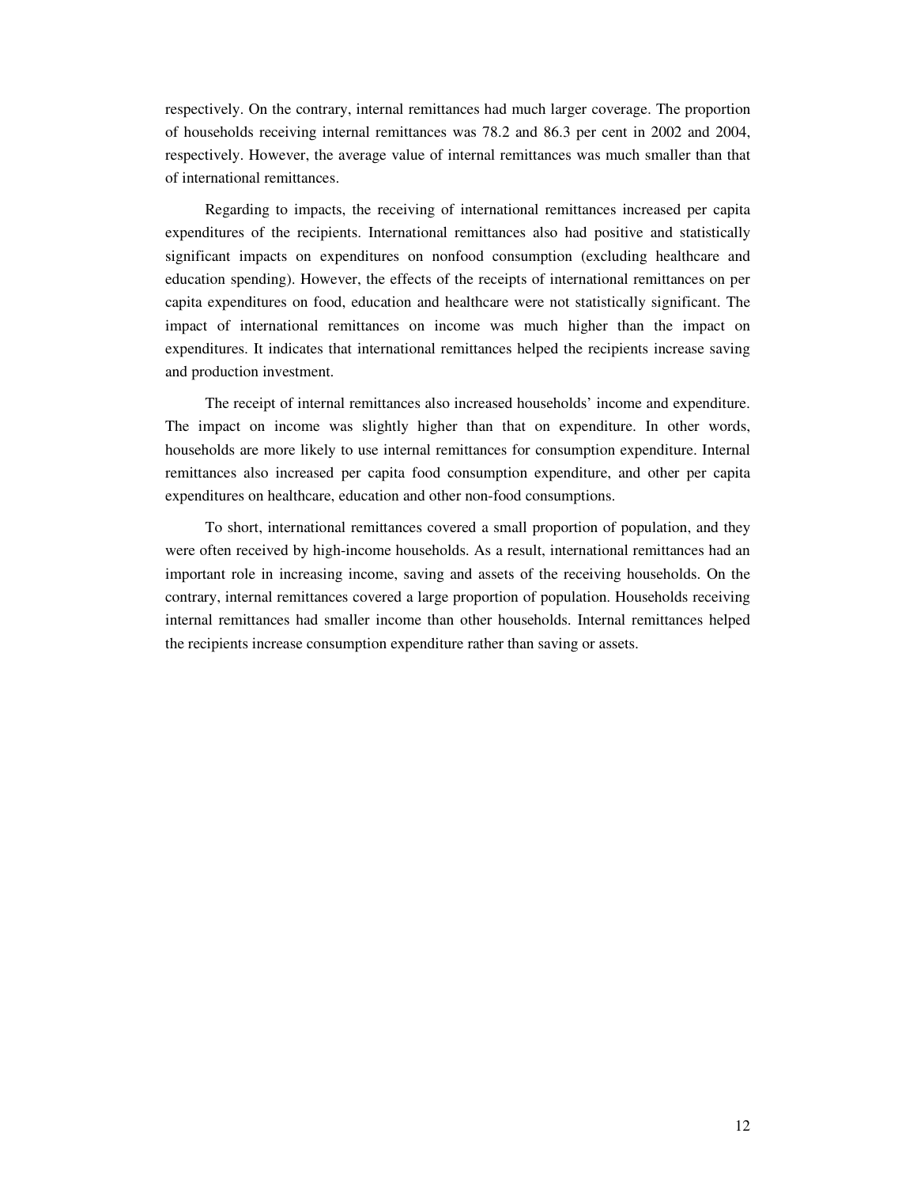respectively. On the contrary, internal remittances had much larger coverage. The proportion of households receiving internal remittances was 78.2 and 86.3 per cent in 2002 and 2004, respectively. However, the average value of internal remittances was much smaller than that of international remittances.

Regarding to impacts, the receiving of international remittances increased per capita expenditures of the recipients. International remittances also had positive and statistically significant impacts on expenditures on nonfood consumption (excluding healthcare and education spending). However, the effects of the receipts of international remittances on per capita expenditures on food, education and healthcare were not statistically significant. The impact of international remittances on income was much higher than the impact on expenditures. It indicates that international remittances helped the recipients increase saving and production investment.

The receipt of internal remittances also increased households' income and expenditure. The impact on income was slightly higher than that on expenditure. In other words, households are more likely to use internal remittances for consumption expenditure. Internal remittances also increased per capita food consumption expenditure, and other per capita expenditures on healthcare, education and other non-food consumptions.

To short, international remittances covered a small proportion of population, and they were often received by high-income households. As a result, international remittances had an important role in increasing income, saving and assets of the receiving households. On the contrary, internal remittances covered a large proportion of population. Households receiving internal remittances had smaller income than other households. Internal remittances helped the recipients increase consumption expenditure rather than saving or assets.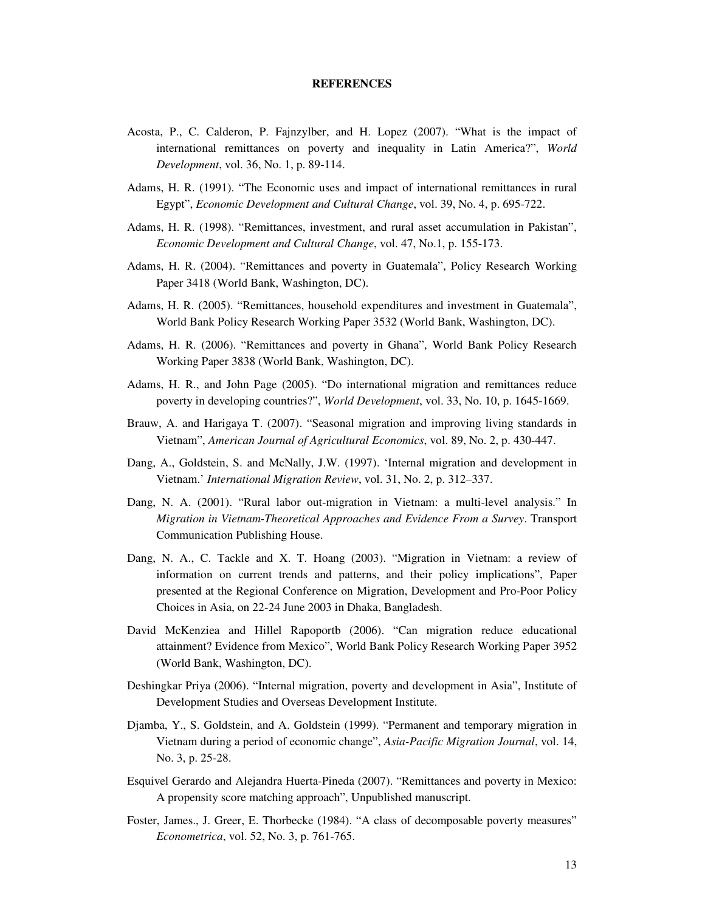## REFERENCES

Acosta, P., C. Calderon, P. Fajnzylber, and H. Lopez (2007). "What is the impact of international remittances on poverty and inequality in Latin America?", *World Development*, vol. 36, No. 1, p. 89-114.

Adams, H. R. (1991). "The Economic uses and impact of international remittances in rural Egypt", *Economic Development and Cultural Change*, vol. 39, No. 4, p. 695-722.

Adams, H. R. (1998). "Remittances, investment, and rural asset accumulation in Pakistan", *Economic Development and Cultural Change*, vol. 47, No.1, p. 155-173.

Adams, H. R. (2004). "Remittances and poverty in Guatemala", Policy Research Working Paper 3418 (World Bank, Washington, DC).

Adams, H. R. (2005). "Remittances, household expenditures and investment in Guatemala", World Bank Policy Research Working Paper 3532 (World Bank, Washington, DC).

Adams, H. R. (2006). "Remittances and poverty in Ghana", World Bank Policy Research Working Paper 3838 (World Bank, Washington, DC).

Adams, H. R., and John Page (2005). "Do international migration and remittances reduce poverty in developing countries?", *World Development*, vol. 33, No. 10, p. 1645-1669.

Brauw, A. and Harigaya T. (2007). "Seasonal migration and improving living standards in Vietnam", *American Journal of Agricultural Economics*, vol. 89, No. 2, p. 430-447.

Dang, A., Goldstein, S. and McNally, J.W. (1997). 'Internal migration and development in Vietnam.' *International Migration Review*, vol. 31, No. 2, p. 312–337.

Dang, N. A. (2001). "Rural labor out-migration in Vietnam: a multi-level analysis." In *Migration in Vietnam-Theoretical Approaches and Evidence From a Survey*. Transport Communication Publishing House.

Dang, N. A., C. Tackle and X. T. Hoang (2003). "Migration in Vietnam: a review of information on current trends and patterns, and their policy implications", Paper presented at the Regional Conference on Migration, Development and Pro-Poor Policy Choices in Asia, on 22-24 June 2003 in Dhaka, Bangladesh.

David McKenziea and Hillel Rapoportb (2006). "Can migration reduce educational attainment? Evidence from Mexico", World Bank Policy Research Working Paper 3952 (World Bank, Washington, DC).

Deshingkar Priya (2006). "Internal migration, poverty and development in Asia", Institute of Development Studies and Overseas Development Institute.

Djamba, Y., S. Goldstein, and A. Goldstein (1999). "Permanent and temporary migration in Vietnam during a period of economic change", *Asia-Pacific Migration Journal*, vol. 14, No. 3, p. 25-28.

Esquivel Gerardo and Alejandra Huerta-Pineda (2007). "Remittances and poverty in Mexico: A propensity score matching approach", Unpublished manuscript.

Foster, James., J. Greer, E. Thorbecke (1984). "A class of decomposable poverty measures" *Econometrica*, vol. 52, No. 3, p. 761-765.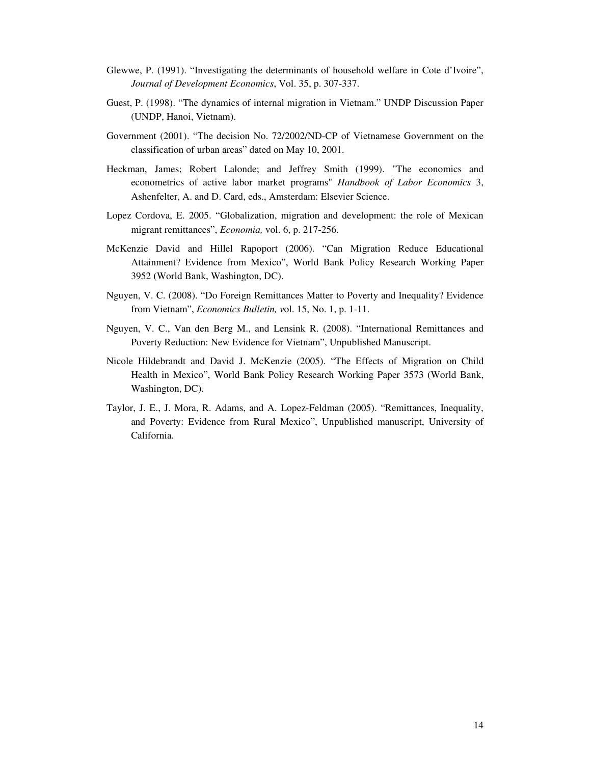Glewwe, P. (1991). "Investigating the determinants of household welfare in Cote d'Ivoire", *Journal of Development Economics*, Vol. 35, p. 307-337.

Guest, P. (1998). "The dynamics of internal migration in Vietnam." UNDP Discussion Paper (UNDP, Hanoi, Vietnam).

Government (2001). "The decision No. 72/2002/ND-CP of Vietnamese Government on the classification of urban areas" dated on May 10, 2001.

Heckman, James; Robert Lalonde; and Jeffrey Smith (1999). "The economics and econometrics of active labor market programs" *Handbook of Labor Economics* 3, Ashenfelter, A. and D. Card, eds., Amsterdam: Elsevier Science.

Lopez Cordova, E. 2005. "Globalization, migration and development: the role of Mexican migrant remittances", *Economia,* vol. 6, p. 217-256.

McKenzie David and Hillel Rapoport (2006). "Can Migration Reduce Educational Attainment? Evidence from Mexico", World Bank Policy Research Working Paper 3952 (World Bank, Washington, DC).

Nguyen, V. C. (2008). "Do Foreign Remittances Matter to Poverty and Inequality? Evidence from Vietnam", *Economics Bulletin, v*ol. 15, No. 1, p. 1-11.

Nguyen, V. C., Van den Berg M., and Lensink R. (2008). "International Remittances and Poverty Reduction: New Evidence for Vietnam", Unpublished Manuscript.

Nicole Hildebrandt and David J. McKenzie (2005). "The Effects of Migration on Child Health in Mexico", World Bank Policy Research Working Paper 3573 (World Bank, Washington, DC).

Taylor, J. E., J. Mora, R. Adams, and A. Lopez-Feldman (2005). "Remittances, Inequality, and Poverty: Evidence from Rural Mexico", Unpublished manuscript, University of California.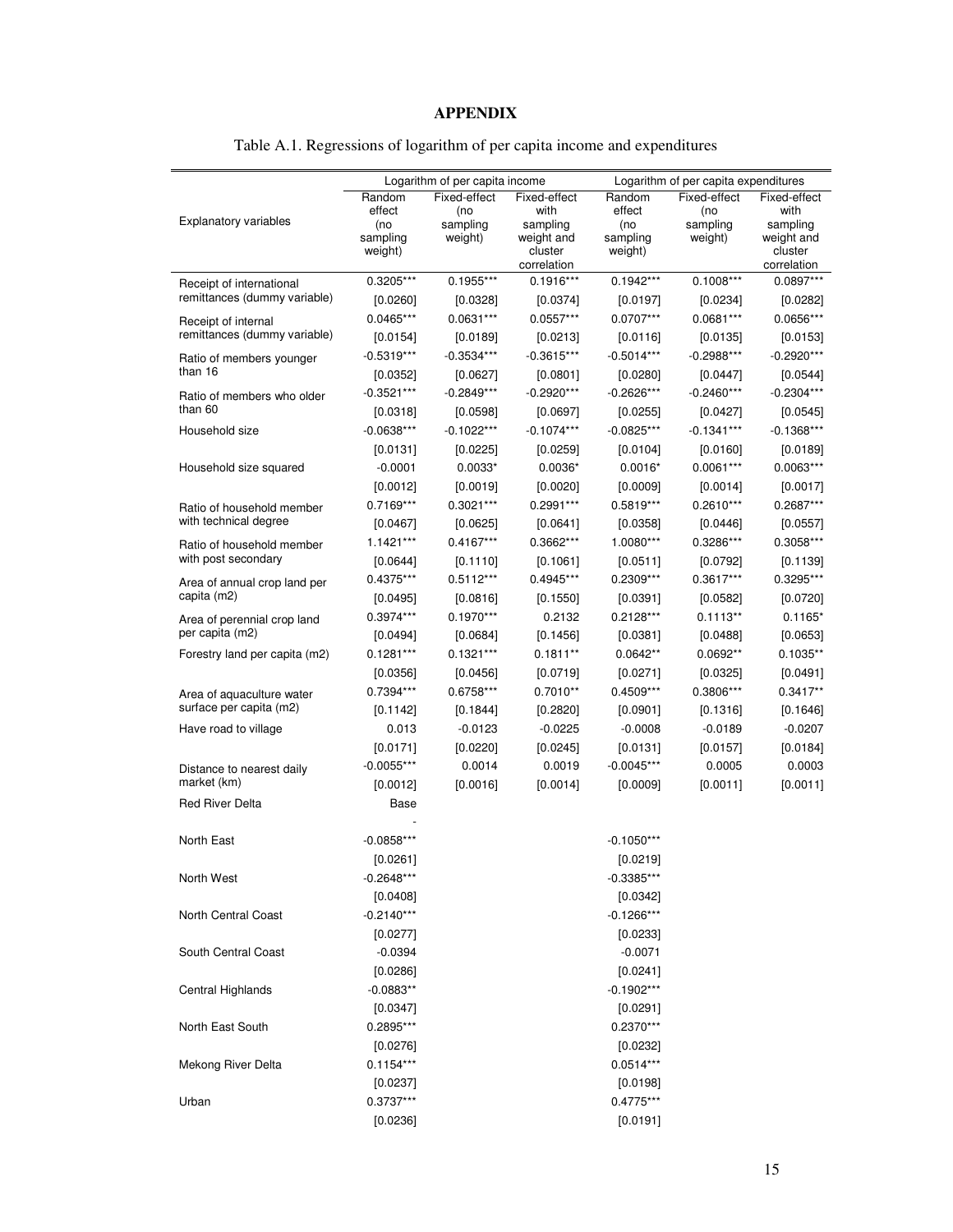# APPENDIX

Table A.1. Regressions of logarithm of per capita income and expenditures

| Explanatory variables | Logarithm of per capita income | | | Logarithm of per capita expenditures | | |
|---|---|---|---|---|---|---|
| | Random effect (no sampling weight) | Fixed-effect (no sampling weight) | Fixed-effect with sampling weight and cluster correlation | Random effect (no sampling weight) | Fixed-effect (no sampling weight) | Fixed-effect with sampling weight and cluster correlation |
| Receipt of international remittances (dummy variable) | 0.3205*** | 0.1955*** | 0.1916*** | 0.1942*** | 0.1008*** | 0.0897*** |
| | [0.0260] | [0.0328] | [0.0374] | [0.0197] | [0.0234] | [0.0282] |
| Receipt of internal remittances (dummy variable) | 0.0465*** | 0.0631*** | 0.0557*** | 0.0707*** | 0.0681*** | 0.0656*** |
| | [0.0154] | [0.0189] | [0.0213] | [0.0116] | [0.0135] | [0.0153] |
| Ratio of members younger than 16 | -0.5319*** | -0.3534*** | -0.3615*** | -0.5014*** | -0.2988*** | -0.2920*** |
| | [0.0352] | [0.0627] | [0.0801] | [0.0280] | [0.0447] | [0.0544] |
| Ratio of members who older than 60 | -0.3521*** | -0.2849*** | -0.2920*** | -0.2626*** | -0.2460*** | -0.2304*** |
| | [0.0318] | [0.0598] | [0.0697] | [0.0255] | [0.0427] | [0.0545] |
| Household size | -0.0638*** | -0.1022*** | -0.1074*** | -0.0825*** | -0.1341*** | -0.1368*** |
| | [0.0131] | [0.0225] | [0.0259] | [0.0104] | [0.0160] | [0.0189] |
| Household size squared | -0.0001 | 0.0033* | 0.0036* | 0.0016* | 0.0061*** | 0.0063*** |
| | [0.0012] | [0.0019] | [0.0020] | [0.0009] | [0.0014] | [0.0017] |
| Ratio of household member with technical degree | 0.7169*** | 0.3021*** | 0.2991*** | 0.5819*** | 0.2610*** | 0.2687*** |
| | [0.0467] | [0.0625] | [0.0641] | [0.0358] | [0.0446] | [0.0557] |
| Ratio of household member with post secondary | 1.1421*** | 0.4167*** | 0.3662*** | 1.0080*** | 0.3286*** | 0.3058*** |
| | [0.0644] | [0.1110] | [0.1061] | [0.0511] | [0.0792] | [0.1139] |
| Area of annual crop land per capita (m2) | 0.4375*** | 0.5112*** | 0.4945*** | 0.2309*** | 0.3617*** | 0.3295*** |
| | [0.0495] | [0.0816] | [0.1550] | [0.0391] | [0.0582] | [0.0720] |
| Area of perennial crop land per capita (m2) | 0.3974*** | 0.1970*** | 0.2132 | 0.2128*** | 0.1113** | 0.1165* |
| | [0.0494] | [0.0684] | [0.1456] | [0.0381] | [0.0488] | [0.0653] |
| Forestry land per capita (m2) | 0.1281*** | 0.1321*** | 0.1811** | 0.0642** | 0.0692** | 0.1035** |
| | [0.0356] | [0.0456] | [0.0719] | [0.0271] | [0.0325] | [0.0491] |
| Area of aquaculture water surface per capita (m2) | 0.7394*** | 0.6758*** | 0.7010** | 0.4509*** | 0.3806*** | 0.3417** |
| | [0.1142] | [0.1844] | [0.2820] | [0.0901] | [0.1316] | [0.1646] |
| Have road to village | 0.013 | -0.0123 | -0.0225 | -0.0008 | -0.0189 | -0.0207 |
| | [0.0171] | [0.0220] | [0.0245] | [0.0131] | [0.0157] | [0.0184] |
| Distance to nearest daily market (km) | -0.0055*** | 0.0014 | 0.0019 | -0.0045*** | 0.0005 | 0.0003 |
| | [0.0012] | [0.0016] | [0.0014] | [0.0009] | [0.0011] | [0.0011] |
| Red River Delta | Base | | | | | |
| | - | | | | | |
| North East | -0.0858*** | | | -0.1050*** | | |
| | [0.0261] | | | [0.0219] | | |
| North West | -0.2648*** | | | -0.3385*** | | |
| | [0.0408] | | | [0.0342] | | |
| North Central Coast | -0.2140*** | | | -0.1266*** | | |
| | [0.0277] | | | [0.0233] | | |
| South Central Coast | -0.0394 | | | -0.0071 | | |
| | [0.0286] | | | [0.0241] | | |
| Central Highlands | -0.0883** | | | -0.1902*** | | |
| | [0.0347] | | | [0.0291] | | |
| North East South | 0.2895*** | | | 0.2370*** | | |
| | [0.0276] | | | [0.0232] | | |
| Mekong River Delta | 0.1154*** | | | 0.0514*** | | |
| | [0.0237] | | | [0.0198] | | |
| Urban | 0.3737*** | | | 0.4775*** | | |
| | [0.0236] | | | [0.0191] | | |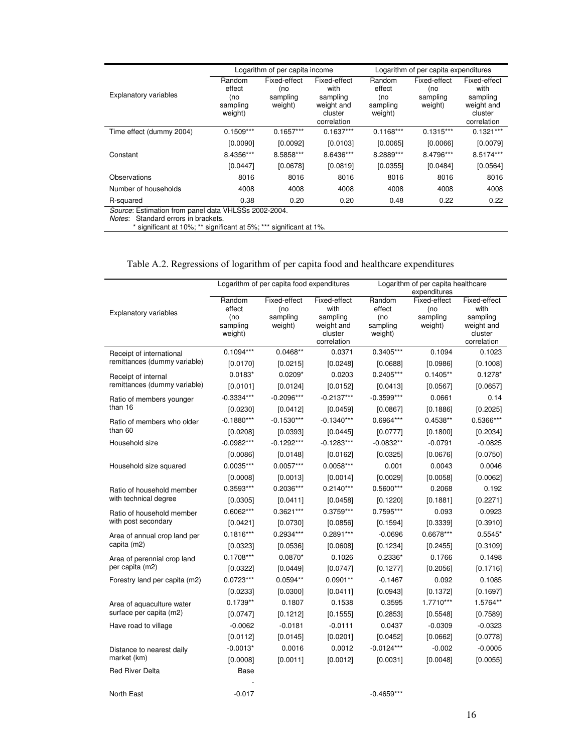| Explanatory variables | Logarithm of per capita income | | | Logarithm of per capita expenditures | | |
|---|---|---|---|---|---|---|
| | Random effect (no sampling weight) | Fixed-effect (no sampling weight) | Fixed-effect with sampling weight and cluster correlation | Random effect (no sampling weight) | Fixed-effect (no sampling weight) | Fixed-effect with sampling weight and cluster correlation |
| Time effect (dummy 2004) | 0.1509*** | 0.1657*** | 0.1637*** | 0.1168*** | 0.1315*** | 0.1321*** |
| | [0.0090] | [0.0092] | [0.0103] | [0.0065] | [0.0066] | [0.0079] |
| Constant | 8.4356*** | 8.5858*** | 8.6436*** | 8.2889*** | 8.4796*** | 8.5174*** |
| | [0.0447] | [0.0678] | [0.0819] | [0.0355] | [0.0484] | [0.0564] |
| Observations | 8016 | 8016 | 8016 | 8016 | 8016 | 8016 |
| Number of households | 4008 | 4008 | 4008 | 4008 | 4008 | 4008 |
| R-squared | 0.38 | 0.20 | 0.20 | 0.48 | 0.22 | 0.22 |

*Source*: Estimation from panel data VHLSSs 2002-2004.
*Notes*: Standard errors in brackets.
* significant at 10%; ** significant at 5%; *** significant at 1%.

Table A.2. Regressions of logarithm of per capita food and healthcare expenditures

| Explanatory variables | Logarithm of per capita food expenditures | | | Logarithm of per capita healthcare expenditures | | |
|---|---|---|---|---|---|---|
| | Random effect (no sampling weight) | Fixed-effect (no sampling weight) | Fixed-effect with sampling weight and cluster correlation | Random effect (no sampling weight) | Fixed-effect (no sampling weight) | Fixed-effect with sampling weight and cluster correlation |
| Receipt of international remittances (dummy variable) | 0.1094*** | 0.0468** | 0.0371 | 0.3405*** | 0.1094 | 0.1023 |
| | [0.0170] | [0.0215] | [0.0248] | [0.0688] | [0.0986] | [0.1008] |
| Receipt of internal remittances (dummy variable) | 0.0183* | 0.0209* | 0.0203 | 0.2405*** | 0.1405** | 0.1278* |
| | [0.0101] | [0.0124] | [0.0152] | [0.0413] | [0.0567] | [0.0657] |
| Ratio of members younger than 16 | -0.3334*** | -0.2096*** | -0.2137*** | -0.3599*** | 0.0661 | 0.14 |
| | [0.0230] | [0.0412] | [0.0459] | [0.0867] | [0.1886] | [0.2025] |
| Ratio of members who older than 60 | -0.1880*** | -0.1530*** | -0.1340*** | 0.6964*** | 0.4538** | 0.5366*** |
| | [0.0208] | [0.0393] | [0.0445] | [0.0777] | [0.1800] | [0.2034] |
| Household size | -0.0982*** | -0.1292*** | -0.1283*** | -0.0832** | -0.0791 | -0.0825 |
| | [0.0086] | [0.0148] | [0.0162] | [0.0325] | [0.0676] | [0.0750] |
| Household size squared | 0.0035*** | 0.0057*** | 0.0058*** | 0.001 | 0.0043 | 0.0046 |
| | [0.0008] | [0.0013] | [0.0014] | [0.0029] | [0.0058] | [0.0062] |
| Ratio of household member with technical degree | 0.3593*** | 0.2036*** | 0.2140*** | 0.5600*** | 0.2068 | 0.192 |
| | [0.0305] | [0.0411] | [0.0458] | [0.1220] | [0.1881] | [0.2271] |
| Ratio of household member with post secondary | 0.6062*** | 0.3621*** | 0.3759*** | 0.7595*** | 0.093 | 0.0923 |
| | [0.0421] | [0.0730] | [0.0856] | [0.1594] | [0.3339] | [0.3910] |
| Area of annual crop land per capita (m2) | 0.1816*** | 0.2934*** | 0.2891*** | -0.0696 | 0.6678*** | 0.5545* |
| | [0.0323] | [0.0536] | [0.0608] | [0.1234] | [0.2455] | [0.3109] |
| Area of perennial crop land per capita (m2) | 0.1708*** | 0.0870* | 0.1026 | 0.2336* | 0.1766 | 0.1498 |
| | [0.0322] | [0.0449] | [0.0747] | [0.1277] | [0.2056] | [0.1716] |
| Forestry land per capita (m2) | 0.0723*** | 0.0594** | 0.0901** | -0.1467 | 0.092 | 0.1085 |
| | [0.0233] | [0.0300] | [0.0411] | [0.0943] | [0.1372] | [0.1697] |
| Area of aquaculture water surface per capita (m2) | 0.1739** | 0.1807 | 0.1538 | 0.3595 | 1.7710*** | 1.5764** |
| | [0.0747] | [0.1212] | [0.1555] | [0.2853] | [0.5548] | [0.7589] |
| Have road to village | -0.0062 | -0.0181 | -0.0111 | 0.0437 | -0.0309 | -0.0323 |
| | [0.0112] | [0.0145] | [0.0201] | [0.0452] | [0.0662] | [0.0778] |
| Distance to nearest daily market (km) | -0.0013* | 0.0016 | 0.0012 | -0.0124*** | -0.002 | -0.0005 |
| | [0.0008] | [0.0011] | [0.0012] | [0.0031] | [0.0048] | [0.0055] |
| Red River Delta | Base | | | | | |
| | - | | | | | |
| North East | -0.017 | | | -0.4659*** | | |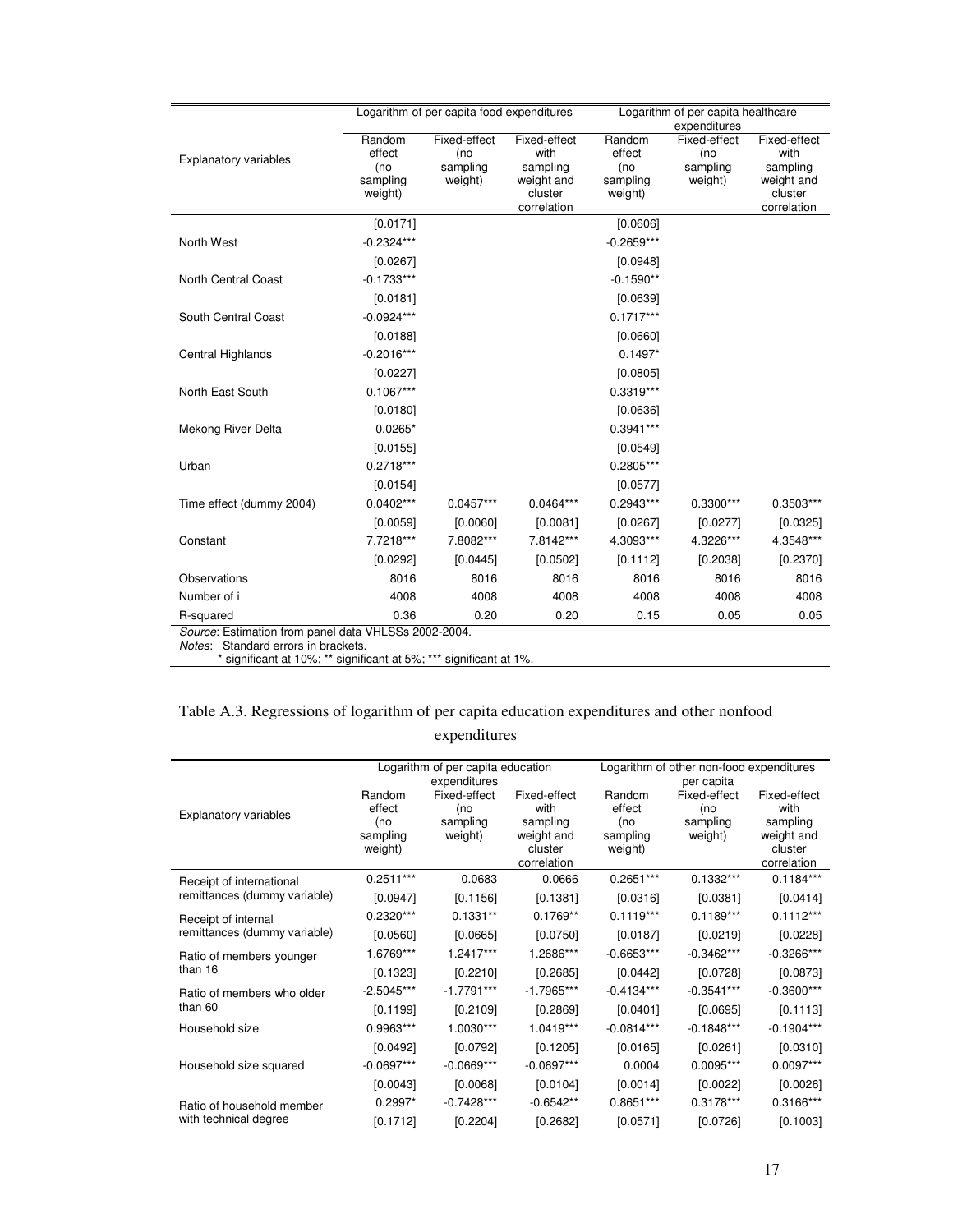| Explanatory variables | Logarithm of per capita food expenditures | | | Logarithm of per capita healthcare expenditures | | |
|---|---|---|---|---|---|---|
| | Random effect (no sampling weight) | Fixed-effect (no sampling weight) | Fixed-effect with sampling weight and cluster correlation | Random effect (no sampling weight) | Fixed-effect (no sampling weight) | Fixed-effect with sampling weight and cluster correlation |
| | [0.0171] | | | [0.0606] | | |
| North West | -0.2324*** | | | -0.2659*** | | |
| | [0.0267] | | | [0.0948] | | |
| North Central Coast | -0.1733*** | | | -0.1590** | | |
| | [0.0181] | | | [0.0639] | | |
| South Central Coast | -0.0924*** | | | 0.1717*** | | |
| | [0.0188] | | | [0.0660] | | |
| Central Highlands | -0.2016*** | | | 0.1497* | | |
| | [0.0227] | | | [0.0805] | | |
| North East South | 0.1067*** | | | 0.3319*** | | |
| | [0.0180] | | | [0.0636] | | |
| Mekong River Delta | 0.0265* | | | 0.3941*** | | |
| | [0.0155] | | | [0.0549] | | |
| Urban | 0.2718*** | | | 0.2805*** | | |
| | [0.0154] | | | [0.0577] | | |
| Time effect (dummy 2004) | 0.0402*** | 0.0457*** | 0.0464*** | 0.2943*** | 0.3300*** | 0.3503*** |
| | [0.0059] | [0.0060] | [0.0081] | [0.0267] | [0.0277] | [0.0325] |
| Constant | 7.7218*** | 7.8082*** | 7.8142*** | 4.3093*** | 4.3226*** | 4.3548*** |
| | [0.0292] | [0.0445] | [0.0502] | [0.1112] | [0.2038] | [0.2370] |
| Observations | 8016 | 8016 | 8016 | 8016 | 8016 | 8016 |
| Number of i | 4008 | 4008 | 4008 | 4008 | 4008 | 4008 |
| R-squared | 0.36 | 0.20 | 0.20 | 0.15 | 0.05 | 0.05 |

*Source*: Estimation from panel data VHLSSs 2002-2004.
*Notes*: Standard errors in brackets.
\* significant at 10%; ** significant at 5%; *** significant at 1%.

Table A.3. Regressions of logarithm of per capita education expenditures and other nonfood expenditures

| Explanatory variables | Logarithm of per capita education expenditures | | | Logarithm of other non-food expenditures per capita | | |
|---|---|---|---|---|---|---|
| | Random effect (no sampling weight) | Fixed-effect (no sampling weight) | Fixed-effect with sampling weight and cluster correlation | Random effect (no sampling weight) | Fixed-effect (no sampling weight) | Fixed-effect with sampling weight and cluster correlation |
| Receipt of international remittances (dummy variable) | 0.2511*** | 0.0683 | 0.0666 | 0.2651*** | 0.1332*** | 0.1184*** |
| | [0.0947] | [0.1156] | [0.1381] | [0.0316] | [0.0381] | [0.0414] |
| Receipt of internal remittances (dummy variable) | 0.2320*** | 0.1331** | 0.1769** | 0.1119*** | 0.1189*** | 0.1112*** |
| | [0.0560] | [0.0665] | [0.0750] | [0.0187] | [0.0219] | [0.0228] |
| Ratio of members younger than 16 | 1.6769*** | 1.2417*** | 1.2686*** | -0.6653*** | -0.3462*** | -0.3266*** |
| | [0.1323] | [0.2210] | [0.2685] | [0.0442] | [0.0728] | [0.0873] |
| Ratio of members who older than 60 | -2.5045*** | -1.7791*** | -1.7965*** | -0.4134*** | -0.3541*** | -0.3600*** |
| | [0.1199] | [0.2109] | [0.2869] | [0.0401] | [0.0695] | [0.1113] |
| Household size | 0.9963*** | 1.0030*** | 1.0419*** | -0.0814*** | -0.1848*** | -0.1904*** |
| | [0.0492] | [0.0792] | [0.1205] | [0.0165] | [0.0261] | [0.0310] |
| Household size squared | -0.0697*** | -0.0669*** | -0.0697*** | 0.0004 | 0.0095*** | 0.0097*** |
| | [0.0043] | [0.0068] | [0.0104] | [0.0014] | [0.0022] | [0.0026] |
| Ratio of household member with technical degree | 0.2997* | -0.7428*** | -0.6542** | 0.8651*** | 0.3178*** | 0.3166*** |
| | [0.1712] | [0.2204] | [0.2682] | [0.0571] | [0.0726] | [0.1003] |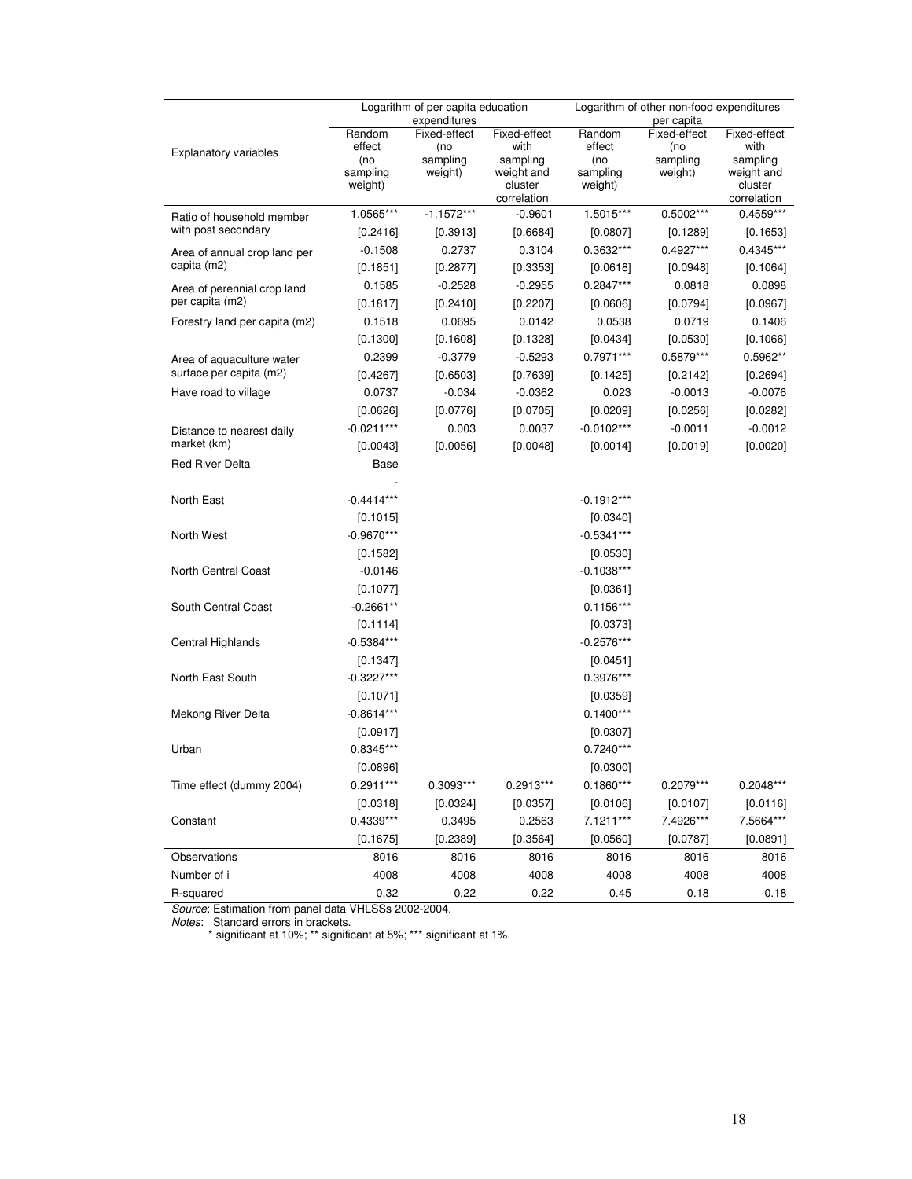| Explanatory variables | Logarithm of per capita education expenditures | | | Logarithm of other non-food expenditures per capita | | |
|---|---|---|---|---|---|---|
| | Random effect (no sampling weight) | Fixed-effect (no sampling weight) | Fixed-effect with sampling weight and cluster correlation | Random effect (no sampling weight) | Fixed-effect (no sampling weight) | Fixed-effect with sampling weight and cluster correlation |
| Ratio of household member with post secondary | 1.0565*** | -1.1572*** | -0.9601 | 1.5015*** | 0.5002*** | 0.4559*** |
| | [0.2416] | [0.3913] | [0.6684] | [0.0807] | [0.1289] | [0.1653] |
| Area of annual crop land per capita (m2) | -0.1508 | 0.2737 | 0.3104 | 0.3632*** | 0.4927*** | 0.4345*** |
| | [0.1851] | [0.2877] | [0.3353] | [0.0618] | [0.0948] | [0.1064] |
| Area of perennial crop land per capita (m2) | 0.1585 | -0.2528 | -0.2955 | 0.2847*** | 0.0818 | 0.0898 |
| | [0.1817] | [0.2410] | [0.2207] | [0.0606] | [0.0794] | [0.0967] |
| Forestry land per capita (m2) | 0.1518 | 0.0695 | 0.0142 | 0.0538 | 0.0719 | 0.1406 |
| | [0.1300] | [0.1608] | [0.1328] | [0.0434] | [0.0530] | [0.1066] |
| Area of aquaculture water surface per capita (m2) | 0.2399 | -0.3779 | -0.5293 | 0.7971*** | 0.5879*** | 0.5962** |
| | [0.4267] | [0.6503] | [0.7639] | [0.1425] | [0.2142] | [0.2694] |
| Have road to village | 0.0737 | -0.034 | -0.0362 | 0.023 | -0.0013 | -0.0076 |
| | [0.0626] | [0.0776] | [0.0705] | [0.0209] | [0.0256] | [0.0282] |
| Distance to nearest daily market (km) | -0.0211*** | 0.003 | 0.0037 | -0.0102*** | -0.0011 | -0.0012 |
| | [0.0043] | [0.0056] | [0.0048] | [0.0014] | [0.0019] | [0.0020] |
| Red River Delta | Base | | | | | |
| | - | | | | | |
| North East | -0.4414*** | | | -0.1912*** | | |
| | [0.1015] | | | [0.0340] | | |
| North West | -0.9670*** | | | -0.5341*** | | |
| | [0.1582] | | | [0.0530] | | |
| North Central Coast | -0.0146 | | | -0.1038*** | | |
| | [0.1077] | | | [0.0361] | | |
| South Central Coast | -0.2661** | | | 0.1156*** | | |
| | [0.1114] | | | [0.0373] | | |
| Central Highlands | -0.5384*** | | | -0.2576*** | | |
| | [0.1347] | | | [0.0451] | | |
| North East South | -0.3227*** | | | 0.3976*** | | |
| | [0.1071] | | | [0.0359] | | |
| Mekong River Delta | -0.8614*** | | | 0.1400*** | | |
| | [0.0917] | | | [0.0307] | | |
| Urban | 0.8345*** | | | 0.7240*** | | |
| | [0.0896] | | | [0.0300] | | |
| Time effect (dummy 2004) | 0.2911*** | 0.3093*** | 0.2913*** | 0.1860*** | 0.2079*** | 0.2048*** |
| | [0.0318] | [0.0324] | [0.0357] | [0.0106] | [0.0107] | [0.0116] |
| Constant | 0.4339*** | 0.3495 | 0.2563 | 7.1211*** | 7.4926*** | 7.5664*** |
| | [0.1675] | [0.2389] | [0.3564] | [0.0560] | [0.0787] | [0.0891] |
| Observations | 8016 | 8016 | 8016 | 8016 | 8016 | 8016 |
| Number of i | 4008 | 4008 | 4008 | 4008 | 4008 | 4008 |
| R-squared | 0.32 | 0.22 | 0.22 | 0.45 | 0.18 | 0.18 |

*Source*: Estimation from panel data VHLSSs 2002-2004.

*Notes*: Standard errors in brackets.

\* significant at 10%; ** significant at 5%; *** significant at 1%.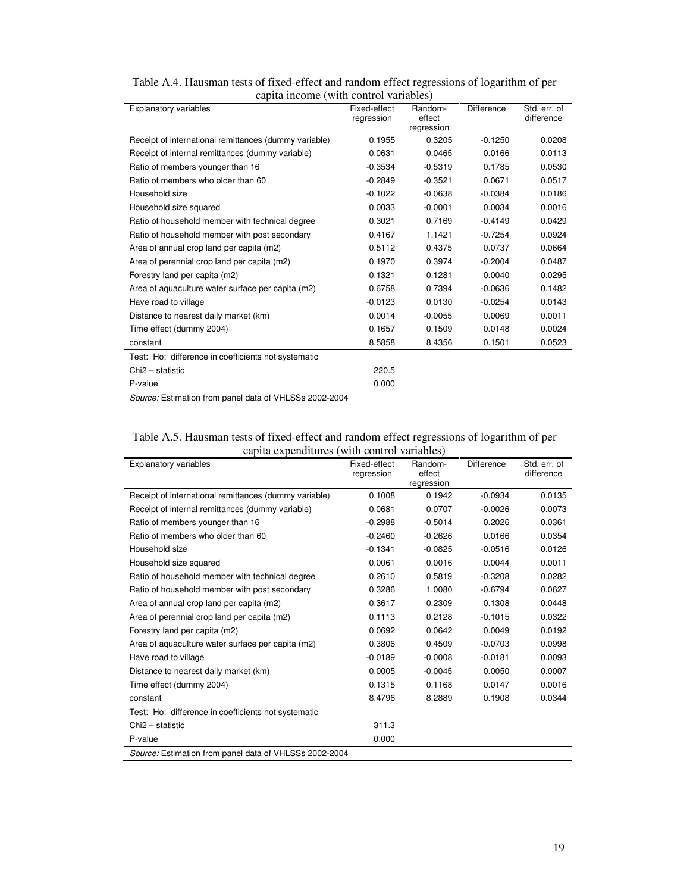Table A.4. Hausman tests of fixed-effect and random effect regressions of logarithm of per capita income (with control variables)

| Explanatory variables | Fixed-effect regression | Random-effect regression | Difference | Std. err. of difference |
|---|---|---|---|---|
| Receipt of international remittances (dummy variable) | 0.1955 | 0.3205 | -0.1250 | 0.0208 |
| Receipt of internal remittances (dummy variable) | 0.0631 | 0.0465 | 0.0166 | 0.0113 |
| Ratio of members younger than 16 | -0.3534 | -0.5319 | 0.1785 | 0.0530 |
| Ratio of members who older than 60 | -0.2849 | -0.3521 | 0.0671 | 0.0517 |
| Household size | -0.1022 | -0.0638 | -0.0384 | 0.0186 |
| Household size squared | 0.0033 | -0.0001 | 0.0034 | 0.0016 |
| Ratio of household member with technical degree | 0.3021 | 0.7169 | -0.4149 | 0.0429 |
| Ratio of household member with post secondary | 0.4167 | 1.1421 | -0.7254 | 0.0924 |
| Area of annual crop land per capita (m2) | 0.5112 | 0.4375 | 0.0737 | 0.0664 |
| Area of perennial crop land per capita (m2) | 0.1970 | 0.3974 | -0.2004 | 0.0487 |
| Forestry land per capita (m2) | 0.1321 | 0.1281 | 0.0040 | 0.0295 |
| Area of aquaculture water surface per capita (m2) | 0.6758 | 0.7394 | -0.0636 | 0.1482 |
| Have road to village | -0.0123 | 0.0130 | -0.0254 | 0.0143 |
| Distance to nearest daily market (km) | 0.0014 | -0.0055 | 0.0069 | 0.0011 |
| Time effect (dummy 2004) | 0.1657 | 0.1509 | 0.0148 | 0.0024 |
| constant | 8.5858 | 8.4356 | 0.1501 | 0.0523 |
| Test: Ho: difference in coefficients not systematic | | | | |
| Chi2 – statistic | 220.5 | | | |
| P-value | 0.000 | | | |

*Source:* Estimation from panel data of VHLSSs 2002-2004

Table A.5. Hausman tests of fixed-effect and random effect regressions of logarithm of per capita expenditures (with control variables)

| Explanatory variables | Fixed-effect regression | Random-effect regression | Difference | Std. err. of difference |
|---|---|---|---|---|
| Receipt of international remittances (dummy variable) | 0.1008 | 0.1942 | -0.0934 | 0.0135 |
| Receipt of internal remittances (dummy variable) | 0.0681 | 0.0707 | -0.0026 | 0.0073 |
| Ratio of members younger than 16 | -0.2988 | -0.5014 | 0.2026 | 0.0361 |
| Ratio of members who older than 60 | -0.2460 | -0.2626 | 0.0166 | 0.0354 |
| Household size | -0.1341 | -0.0825 | -0.0516 | 0.0126 |
| Household size squared | 0.0061 | 0.0016 | 0.0044 | 0.0011 |
| Ratio of household member with technical degree | 0.2610 | 0.5819 | -0.3208 | 0.0282 |
| Ratio of household member with post secondary | 0.3286 | 1.0080 | -0.6794 | 0.0627 |
| Area of annual crop land per capita (m2) | 0.3617 | 0.2309 | 0.1308 | 0.0448 |
| Area of perennial crop land per capita (m2) | 0.1113 | 0.2128 | -0.1015 | 0.0322 |
| Forestry land per capita (m2) | 0.0692 | 0.0642 | 0.0049 | 0.0192 |
| Area of aquaculture water surface per capita (m2) | 0.3806 | 0.4509 | -0.0703 | 0.0998 |
| Have road to village | -0.0189 | -0.0008 | -0.0181 | 0.0093 |
| Distance to nearest daily market (km) | 0.0005 | -0.0045 | 0.0050 | 0.0007 |
| Time effect (dummy 2004) | 0.1315 | 0.1168 | 0.0147 | 0.0016 |
| constant | 8.4796 | 8.2889 | 0.1908 | 0.0344 |
| Test: Ho: difference in coefficients not systematic | | | | |
| Chi2 – statistic | 311.3 | | | |
| P-value | 0.000 | | | |

*Source:* Estimation from panel data of VHLSSs 2002-2004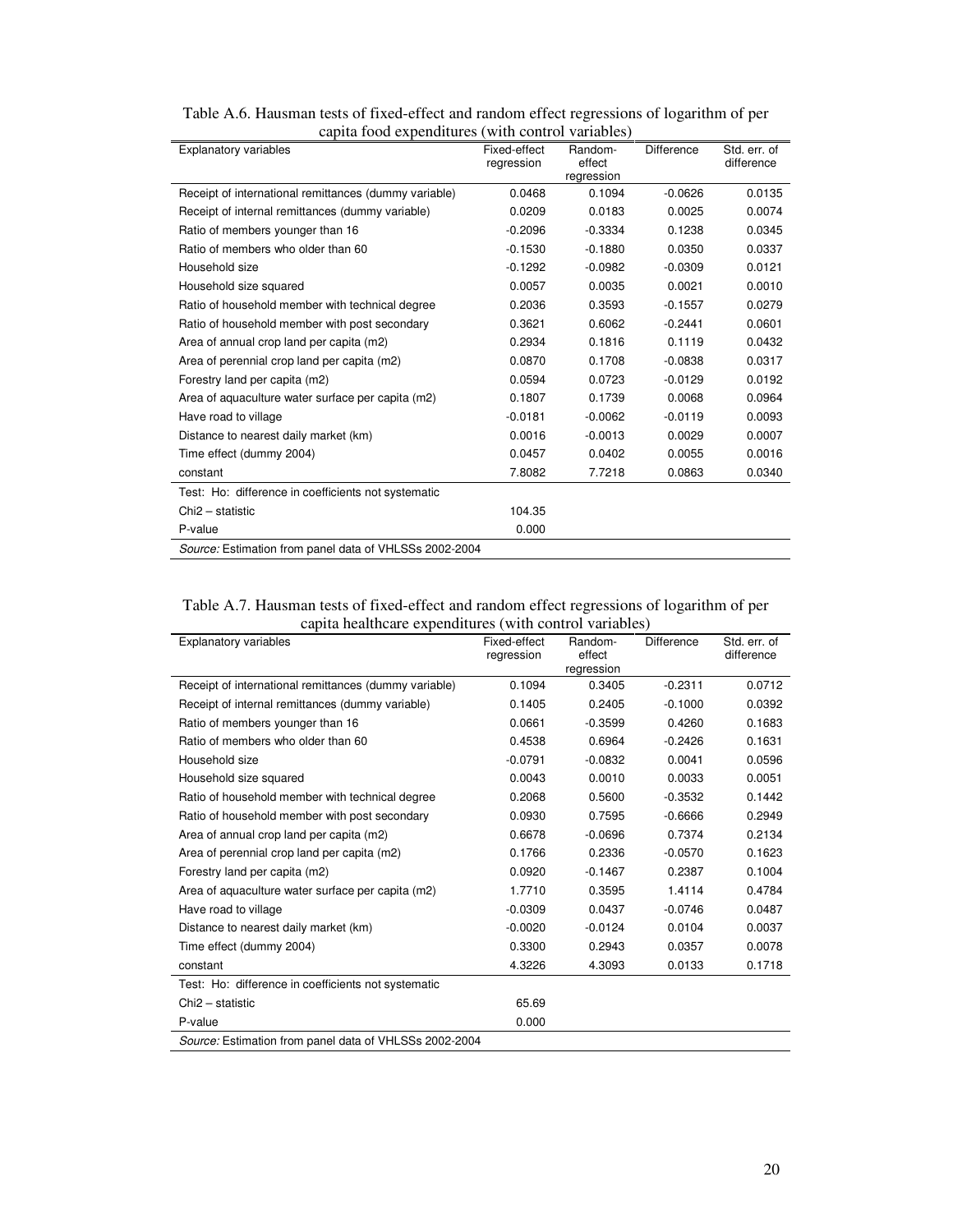Table A.6. Hausman tests of fixed-effect and random effect regressions of logarithm of per capita food expenditures (with control variables)

| Explanatory variables | Fixed-effect regression | Random-effect regression | Difference | Std. err. of difference |
|---|---|---|---|---|
| Receipt of international remittances (dummy variable) | 0.0468 | 0.1094 | -0.0626 | 0.0135 |
| Receipt of internal remittances (dummy variable) | 0.0209 | 0.0183 | 0.0025 | 0.0074 |
| Ratio of members younger than 16 | -0.2096 | -0.3334 | 0.1238 | 0.0345 |
| Ratio of members who older than 60 | -0.1530 | -0.1880 | 0.0350 | 0.0337 |
| Household size | -0.1292 | -0.0982 | -0.0309 | 0.0121 |
| Household size squared | 0.0057 | 0.0035 | 0.0021 | 0.0010 |
| Ratio of household member with technical degree | 0.2036 | 0.3593 | -0.1557 | 0.0279 |
| Ratio of household member with post secondary | 0.3621 | 0.6062 | -0.2441 | 0.0601 |
| Area of annual crop land per capita (m2) | 0.2934 | 0.1816 | 0.1119 | 0.0432 |
| Area of perennial crop land per capita (m2) | 0.0870 | 0.1708 | -0.0838 | 0.0317 |
| Forestry land per capita (m2) | 0.0594 | 0.0723 | -0.0129 | 0.0192 |
| Area of aquaculture water surface per capita (m2) | 0.1807 | 0.1739 | 0.0068 | 0.0964 |
| Have road to village | -0.0181 | -0.0062 | -0.0119 | 0.0093 |
| Distance to nearest daily market (km) | 0.0016 | -0.0013 | 0.0029 | 0.0007 |
| Time effect (dummy 2004) | 0.0457 | 0.0402 | 0.0055 | 0.0016 |
| constant | 7.8082 | 7.7218 | 0.0863 | 0.0340 |
| Test: Ho: difference in coefficients not systematic | | | | |
| Chi2 – statistic | 104.35 | | | |
| P-value | 0.000 | | | |

*Source:* Estimation from panel data of VHLSSs 2002-2004

Table A.7. Hausman tests of fixed-effect and random effect regressions of logarithm of per capita healthcare expenditures (with control variables)

| Explanatory variables | Fixed-effect regression | Random-effect regression | Difference | Std. err. of difference |
|---|---|---|---|---|
| Receipt of international remittances (dummy variable) | 0.1094 | 0.3405 | -0.2311 | 0.0712 |
| Receipt of internal remittances (dummy variable) | 0.1405 | 0.2405 | -0.1000 | 0.0392 |
| Ratio of members younger than 16 | 0.0661 | -0.3599 | 0.4260 | 0.1683 |
| Ratio of members who older than 60 | 0.4538 | 0.6964 | -0.2426 | 0.1631 |
| Household size | -0.0791 | -0.0832 | 0.0041 | 0.0596 |
| Household size squared | 0.0043 | 0.0010 | 0.0033 | 0.0051 |
| Ratio of household member with technical degree | 0.2068 | 0.5600 | -0.3532 | 0.1442 |
| Ratio of household member with post secondary | 0.0930 | 0.7595 | -0.6666 | 0.2949 |
| Area of annual crop land per capita (m2) | 0.6678 | -0.0696 | 0.7374 | 0.2134 |
| Area of perennial crop land per capita (m2) | 0.1766 | 0.2336 | -0.0570 | 0.1623 |
| Forestry land per capita (m2) | 0.0920 | -0.1467 | 0.2387 | 0.1004 |
| Area of aquaculture water surface per capita (m2) | 1.7710 | 0.3595 | 1.4114 | 0.4784 |
| Have road to village | -0.0309 | 0.0437 | -0.0746 | 0.0487 |
| Distance to nearest daily market (km) | -0.0020 | -0.0124 | 0.0104 | 0.0037 |
| Time effect (dummy 2004) | 0.3300 | 0.2943 | 0.0357 | 0.0078 |
| constant | 4.3226 | 4.3093 | 0.0133 | 0.1718 |
| Test: Ho: difference in coefficients not systematic | | | | |
| Chi2 – statistic | 65.69 | | | |
| P-value | 0.000 | | | |

*Source:* Estimation from panel data of VHLSSs 2002-2004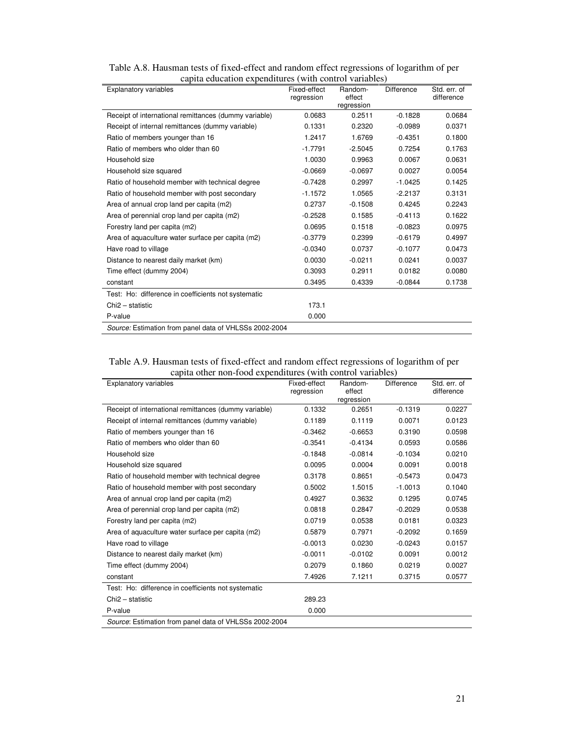Table A.8. Hausman tests of fixed-effect and random effect regressions of logarithm of per capita education expenditures (with control variables)

| Explanatory variables | Fixed-effect regression | Random-effect regression | Difference | Std. err. of difference |
|---|---|---|---|---|
| Receipt of international remittances (dummy variable) | 0.0683 | 0.2511 | -0.1828 | 0.0684 |
| Receipt of internal remittances (dummy variable) | 0.1331 | 0.2320 | -0.0989 | 0.0371 |
| Ratio of members younger than 16 | 1.2417 | 1.6769 | -0.4351 | 0.1800 |
| Ratio of members who older than 60 | -1.7791 | -2.5045 | 0.7254 | 0.1763 |
| Household size | 1.0030 | 0.9963 | 0.0067 | 0.0631 |
| Household size squared | -0.0669 | -0.0697 | 0.0027 | 0.0054 |
| Ratio of household member with technical degree | -0.7428 | 0.2997 | -1.0425 | 0.1425 |
| Ratio of household member with post secondary | -1.1572 | 1.0565 | -2.2137 | 0.3131 |
| Area of annual crop land per capita (m2) | 0.2737 | -0.1508 | 0.4245 | 0.2243 |
| Area of perennial crop land per capita (m2) | -0.2528 | 0.1585 | -0.4113 | 0.1622 |
| Forestry land per capita (m2) | 0.0695 | 0.1518 | -0.0823 | 0.0975 |
| Area of aquaculture water surface per capita (m2) | -0.3779 | 0.2399 | -0.6179 | 0.4997 |
| Have road to village | -0.0340 | 0.0737 | -0.1077 | 0.0473 |
| Distance to nearest daily market (km) | 0.0030 | -0.0211 | 0.0241 | 0.0037 |
| Time effect (dummy 2004) | 0.3093 | 0.2911 | 0.0182 | 0.0080 |
| constant | 0.3495 | 0.4339 | -0.0844 | 0.1738 |
| Test: Ho: difference in coefficients not systematic | | | | |
| Chi2 – statistic | 173.1 | | | |
| P-value | 0.000 | | | |

*Source:* Estimation from panel data of VHLSSs 2002-2004

Table A.9. Hausman tests of fixed-effect and random effect regressions of logarithm of per capita other non-food expenditures (with control variables)

| Explanatory variables | Fixed-effect regression | Random-effect regression | Difference | Std. err. of difference |
|---|---|---|---|---|
| Receipt of international remittances (dummy variable) | 0.1332 | 0.2651 | -0.1319 | 0.0227 |
| Receipt of internal remittances (dummy variable) | 0.1189 | 0.1119 | 0.0071 | 0.0123 |
| Ratio of members younger than 16 | -0.3462 | -0.6653 | 0.3190 | 0.0598 |
| Ratio of members who older than 60 | -0.3541 | -0.4134 | 0.0593 | 0.0586 |
| Household size | -0.1848 | -0.0814 | -0.1034 | 0.0210 |
| Household size squared | 0.0095 | 0.0004 | 0.0091 | 0.0018 |
| Ratio of household member with technical degree | 0.3178 | 0.8651 | -0.5473 | 0.0473 |
| Ratio of household member with post secondary | 0.5002 | 1.5015 | -1.0013 | 0.1040 |
| Area of annual crop land per capita (m2) | 0.4927 | 0.3632 | 0.1295 | 0.0745 |
| Area of perennial crop land per capita (m2) | 0.0818 | 0.2847 | -0.2029 | 0.0538 |
| Forestry land per capita (m2) | 0.0719 | 0.0538 | 0.0181 | 0.0323 |
| Area of aquaculture water surface per capita (m2) | 0.5879 | 0.7971 | -0.2092 | 0.1659 |
| Have road to village | -0.0013 | 0.0230 | -0.0243 | 0.0157 |
| Distance to nearest daily market (km) | -0.0011 | -0.0102 | 0.0091 | 0.0012 |
| Time effect (dummy 2004) | 0.2079 | 0.1860 | 0.0219 | 0.0027 |
| constant | 7.4926 | 7.1211 | 0.3715 | 0.0577 |
| Test: Ho: difference in coefficients not systematic | | | | |
| Chi2 – statistic | 289.23 | | | |
| P-value | 0.000 | | | |

*Source*: Estimation from panel data of VHLSSs 2002-2004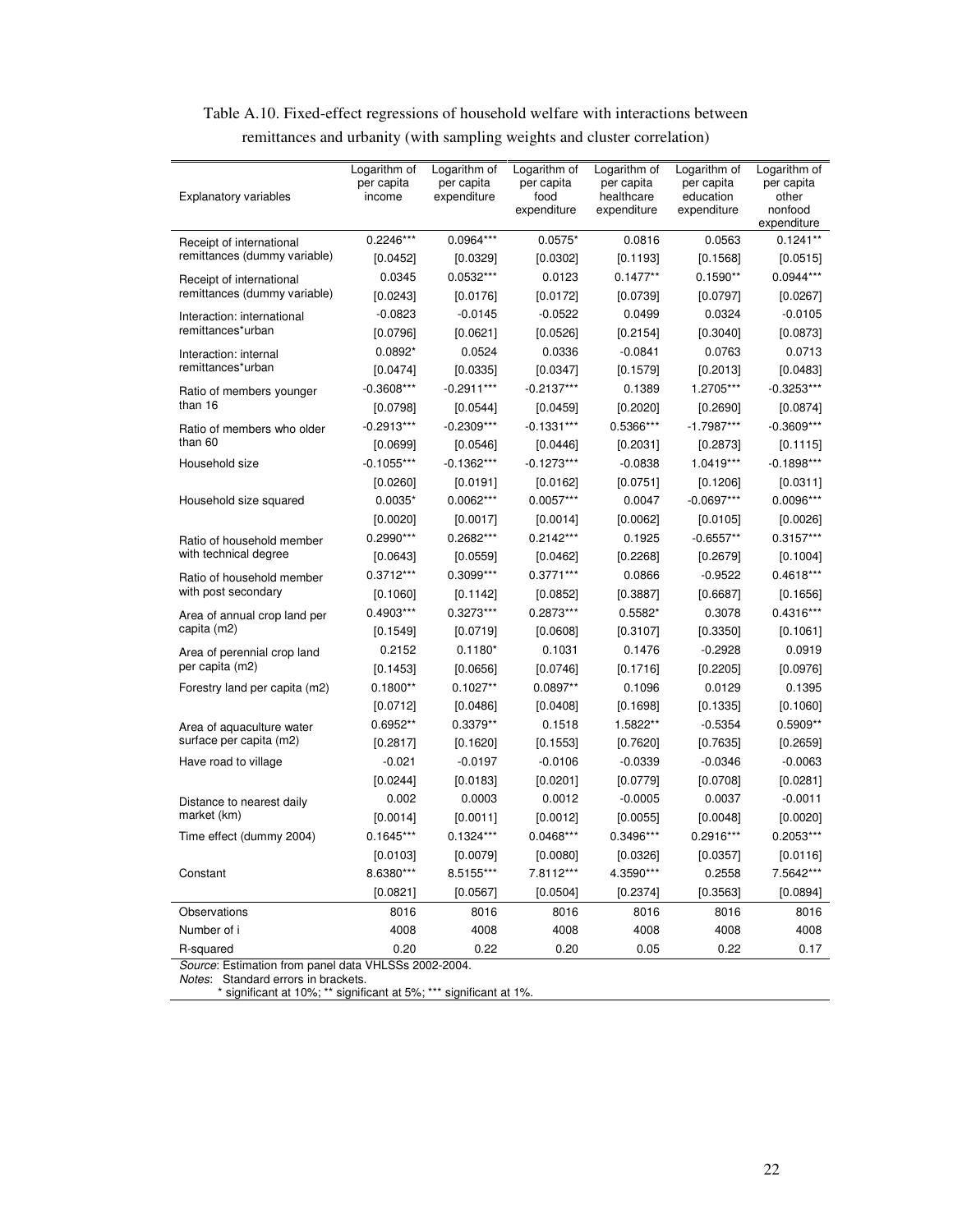Table A.10. Fixed-effect regressions of household welfare with interactions between remittances and urbanity (with sampling weights and cluster correlation)

| Explanatory variables | Logarithm of per capita income | Logarithm of per capita expenditure | Logarithm of per capita food expenditure | Logarithm of per capita healthcare expenditure | Logarithm of per capita education expenditure | Logarithm of per capita other nonfood expenditure |
|---|---|---|---|---|---|---|
| Receipt of international remittances (dummy variable) | 0.2246*** | 0.0964*** | 0.0575* | 0.0816 | 0.0563 | 0.1241** |
| | [0.0452] | [0.0329] | [0.0302] | [0.1193] | [0.1568] | [0.0515] |
| Receipt of international remittances (dummy variable) | 0.0345 | 0.0532*** | 0.0123 | 0.1477** | 0.1590** | 0.0944*** |
| | [0.0243] | [0.0176] | [0.0172] | [0.0739] | [0.0797] | [0.0267] |
| Interaction: international remittances*urban | -0.0823 | -0.0145 | -0.0522 | 0.0499 | 0.0324 | -0.0105 |
| | [0.0796] | [0.0621] | [0.0526] | [0.2154] | [0.3040] | [0.0873] |
| Interaction: internal remittances*urban | 0.0892* | 0.0524 | 0.0336 | -0.0841 | 0.0763 | 0.0713 |
| | [0.0474] | [0.0335] | [0.0347] | [0.1579] | [0.2013] | [0.0483] |
| Ratio of members younger than 16 | -0.3608*** | -0.2911*** | -0.2137*** | 0.1389 | 1.2705*** | -0.3253*** |
| | [0.0798] | [0.0544] | [0.0459] | [0.2020] | [0.2690] | [0.0874] |
| Ratio of members who older than 60 | -0.2913*** | -0.2309*** | -0.1331*** | 0.5366*** | -1.7987*** | -0.3609*** |
| | [0.0699] | [0.0546] | [0.0446] | [0.2031] | [0.2873] | [0.1115] |
| Household size | -0.1055*** | -0.1362*** | -0.1273*** | -0.0838 | 1.0419*** | -0.1898*** |
| | [0.0260] | [0.0191] | [0.0162] | [0.0751] | [0.1206] | [0.0311] |
| Household size squared | 0.0035* | 0.0062*** | 0.0057*** | 0.0047 | -0.0697*** | 0.0096*** |
| | [0.0020] | [0.0017] | [0.0014] | [0.0062] | [0.0105] | [0.0026] |
| Ratio of household member with technical degree | 0.2990*** | 0.2682*** | 0.2142*** | 0.1925 | -0.6557** | 0.3157*** |
| | [0.0643] | [0.0559] | [0.0462] | [0.2268] | [0.2679] | [0.1004] |
| Ratio of household member with post secondary | 0.3712*** | 0.3099*** | 0.3771*** | 0.0866 | -0.9522 | 0.4618*** |
| | [0.1060] | [0.1142] | [0.0852] | [0.3887] | [0.6687] | [0.1656] |
| Area of annual crop land per capita (m2) | 0.4903*** | 0.3273*** | 0.2873*** | 0.5582* | 0.3078 | 0.4316*** |
| | [0.1549] | [0.0719] | [0.0608] | [0.3107] | [0.3350] | [0.1061] |
| Area of perennial crop land per capita (m2) | 0.2152 | 0.1180* | 0.1031 | 0.1476 | -0.2928 | 0.0919 |
| | [0.1453] | [0.0656] | [0.0746] | [0.1716] | [0.2205] | [0.0976] |
| Forestry land per capita (m2) | 0.1800** | 0.1027** | 0.0897** | 0.1096 | 0.0129 | 0.1395 |
| | [0.0712] | [0.0486] | [0.0408] | [0.1698] | [0.1335] | [0.1060] |
| Area of aquaculture water surface per capita (m2) | 0.6952** | 0.3379** | 0.1518 | 1.5822** | -0.5354 | 0.5909** |
| | [0.2817] | [0.1620] | [0.1553] | [0.7620] | [0.7635] | [0.2659] |
| Have road to village | -0.021 | -0.0197 | -0.0106 | -0.0339 | -0.0346 | -0.0063 |
| | [0.0244] | [0.0183] | [0.0201] | [0.0779] | [0.0708] | [0.0281] |
| Distance to nearest daily market (km) | 0.002 | 0.0003 | 0.0012 | -0.0005 | 0.0037 | -0.0011 |
| | [0.0014] | [0.0011] | [0.0012] | [0.0055] | [0.0048] | [0.0020] |
| Time effect (dummy 2004) | 0.1645*** | 0.1324*** | 0.0468*** | 0.3496*** | 0.2916*** | 0.2053*** |
| | [0.0103] | [0.0079] | [0.0080] | [0.0326] | [0.0357] | [0.0116] |
| Constant | 8.6380*** | 8.5155*** | 7.8112*** | 4.3590*** | 0.2558 | 7.5642*** |
| | [0.0821] | [0.0567] | [0.0504] | [0.2374] | [0.3563] | [0.0894] |
| Observations | 8016 | 8016 | 8016 | 8016 | 8016 | 8016 |
| Number of i | 4008 | 4008 | 4008 | 4008 | 4008 | 4008 |
| R-squared | 0.20 | 0.22 | 0.20 | 0.05 | 0.22 | 0.17 |

*Source*: Estimation from panel data VHLSSs 2002-2004.

*Notes*: Standard errors in brackets.

\* significant at 10%; ** significant at 5%; *** significant at 1%.